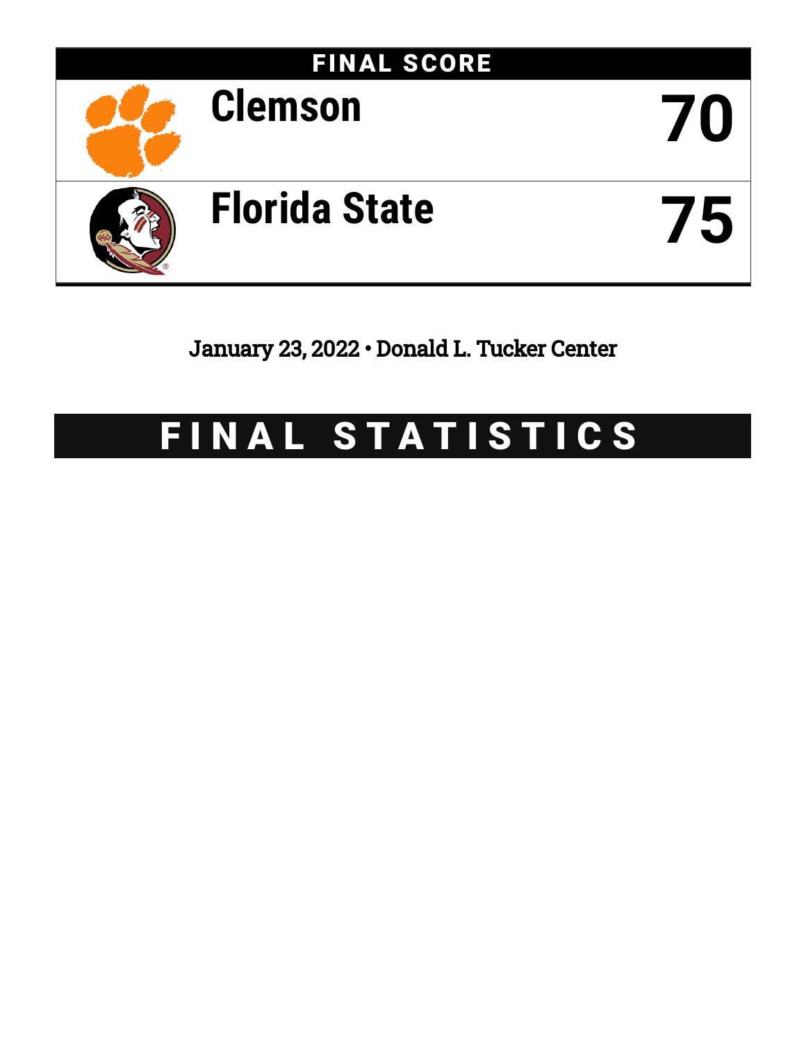## FINAL SCORE

| | |
|---|---|
| Clemson | 70 |
| Florida State | 75 |

January 23, 2022 • Donald L. Tucker Center

# FINAL STATISTICS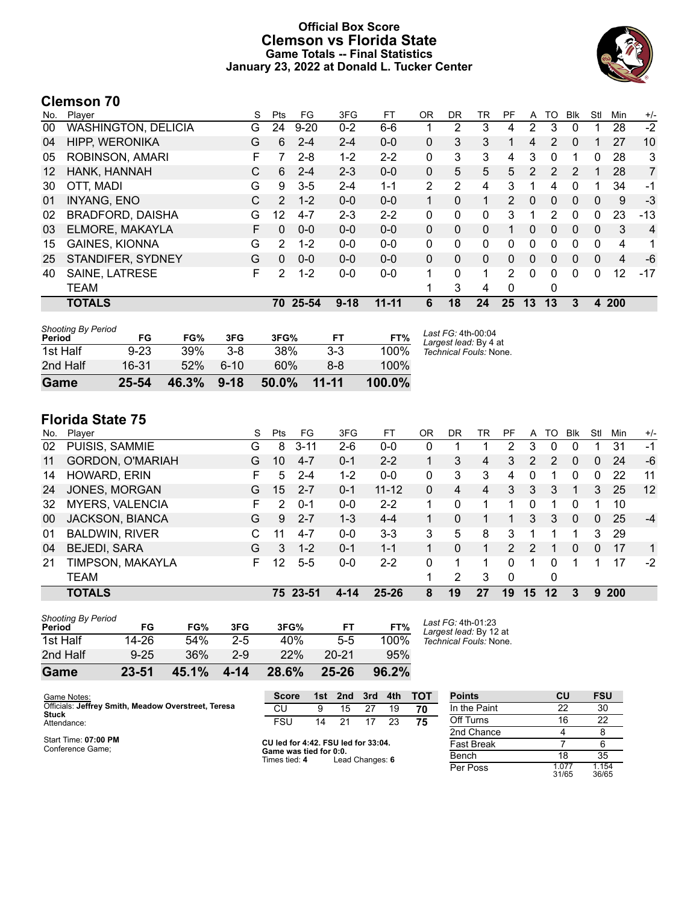# Official Box Score
# Clemson vs Florida State
## Game Totals -- Final Statistics
### January 23, 2022 at Donald L. Tucker Center

## Clemson 70

| No. | Player | S | Pts | FG | 3FG | FT | OR | DR | TR | PF | A | TO | Blk | Stl | Min | +/- |
|---|---|---|---|---|---|---|---|---|---|---|---|---|---|---|---|---|
| 00 | WASHINGTON, DELICIA | G | 24 | 9-20 | 0-2 | 6-6 | 1 | 2 | 3 | 4 | 2 | 3 | 0 | 1 | 28 | -2 |
| 04 | HIPP, WERONIKA | G | 6 | 2-4 | 2-4 | 0-0 | 0 | 3 | 3 | 1 | 4 | 2 | 0 | 1 | 27 | 10 |
| 05 | ROBINSON, AMARI | F | 7 | 2-8 | 1-2 | 2-2 | 0 | 3 | 3 | 4 | 3 | 0 | 1 | 0 | 28 | 3 |
| 12 | HANK, HANNAH | C | 6 | 2-4 | 2-3 | 0-0 | 0 | 5 | 5 | 5 | 2 | 2 | 2 | 1 | 28 | 7 |
| 30 | OTT, MADI | G | 9 | 3-5 | 2-4 | 1-1 | 2 | 2 | 4 | 3 | 1 | 4 | 0 | 1 | 34 | -1 |
| 01 | INYANG, ENO | C | 2 | 1-2 | 0-0 | 0-0 | 1 | 0 | 1 | 2 | 0 | 0 | 0 | 0 | 9 | -3 |
| 02 | BRADFORD, DAISHA | G | 12 | 4-7 | 2-3 | 2-2 | 0 | 0 | 0 | 3 | 1 | 2 | 0 | 0 | 23 | -13 |
| 03 | ELMORE, MAKAYLA | F | 0 | 0-0 | 0-0 | 0-0 | 0 | 0 | 0 | 1 | 0 | 0 | 0 | 0 | 3 | 4 |
| 15 | GAINES, KIONNA | G | 2 | 1-2 | 0-0 | 0-0 | 0 | 0 | 0 | 0 | 0 | 0 | 0 | 0 | 4 | 1 |
| 25 | STANDIFER, SYDNEY | G | 0 | 0-0 | 0-0 | 0-0 | 0 | 0 | 0 | 0 | 0 | 0 | 0 | 0 | 4 | -6 |
| 40 | SAINE, LATRESE | F | 2 | 1-2 | 0-0 | 0-0 | 1 | 0 | 1 | 2 | 0 | 0 | 0 | 0 | 12 | -17 |
| | TEAM | | | | | | 1 | 3 | 4 | 0 | | 0 | | | | |
| | **TOTALS** | | **70** | **25-54** | **9-18** | **11-11** | **6** | **18** | **24** | **25** | **13** | **13** | **3** | **4** | **200** | |

| Shooting By Period Period | FG | FG% | 3FG | 3FG% | FT | FT% |
|---|---|---|---|---|---|---|
| 1st Half | 9-23 | 39% | 3-8 | 38% | 3-3 | 100% |
| 2nd Half | 16-31 | 52% | 6-10 | 60% | 8-8 | 100% |
| **Game** | **25-54** | **46.3%** | **9-18** | **50.0%** | **11-11** | **100.0%** |

*Last FG:* 4th-00:04
*Largest lead:* By 4 at
*Technical Fouls:* None.

## Florida State 75

| No. | Player | S | Pts | FG | 3FG | FT | OR | DR | TR | PF | A | TO | Blk | Stl | Min | +/- |
|---|---|---|---|---|---|---|---|---|---|---|---|---|---|---|---|---|
| 02 | PUISIS, SAMMIE | G | 8 | 3-11 | 2-6 | 0-0 | 0 | 1 | 1 | 2 | 3 | 0 | 0 | 1 | 31 | -1 |
| 11 | GORDON, O'MARIAH | G | 10 | 4-7 | 0-1 | 2-2 | 1 | 3 | 4 | 3 | 2 | 2 | 0 | 0 | 24 | -6 |
| 14 | HOWARD, ERIN | F | 5 | 2-4 | 1-2 | 0-0 | 0 | 3 | 3 | 4 | 0 | 1 | 0 | 0 | 22 | 11 |
| 24 | JONES, MORGAN | G | 15 | 2-7 | 0-1 | 11-12 | 0 | 4 | 4 | 3 | 3 | 3 | 1 | 3 | 25 | 12 |
| 32 | MYERS, VALENCIA | F | 2 | 0-1 | 0-0 | 2-2 | 1 | 0 | 1 | 1 | 0 | 1 | 0 | 1 | 10 | |
| 00 | JACKSON, BIANCA | G | 9 | 2-7 | 1-3 | 4-4 | 1 | 0 | 1 | 1 | 3 | 3 | 0 | 0 | 25 | -4 |
| 01 | BALDWIN, RIVER | C | 11 | 4-7 | 0-0 | 3-3 | 3 | 5 | 8 | 3 | 1 | 1 | 1 | 3 | 29 | |
| 04 | BEJEDI, SARA | G | 3 | 1-2 | 0-1 | 1-1 | 1 | 0 | 1 | 2 | 2 | 1 | 0 | 0 | 17 | 1 |
| 21 | TIMPSON, MAKAYLA | F | 12 | 5-5 | 0-0 | 2-2 | 0 | 1 | 1 | 0 | 1 | 0 | 1 | 1 | 17 | -2 |
| | TEAM | | | | | | 1 | 2 | 3 | 0 | | 0 | | | | |
| | **TOTALS** | | **75** | **23-51** | **4-14** | **25-26** | **8** | **19** | **27** | **19** | **15** | **12** | **3** | **9** | **200** | |

| Shooting By Period Period | FG | FG% | 3FG | 3FG% | FT | FT% |
|---|---|---|---|---|---|---|
| 1st Half | 14-26 | 54% | 2-5 | 40% | 5-5 | 100% |
| 2nd Half | 9-25 | 36% | 2-9 | 22% | 20-21 | 95% |
| **Game** | **23-51** | **45.1%** | **4-14** | **28.6%** | **25-26** | **96.2%** |

*Last FG:* 4th-01:23
*Largest lead:* By 12 at
*Technical Fouls:* None.

Game Notes:
Officials: **Jeffrey Smith, Meadow Overstreet, Teresa Stuck**
Attendance:

Start Time: **07:00 PM**
Conference Game;

| Score | 1st | 2nd | 3rd | 4th | TOT |
|---|---|---|---|---|---|
| CU | 9 | 15 | 27 | 19 | **70** |
| FSU | 14 | 21 | 17 | 23 | **75** |

**CU led for 4:42. FSU led for 33:04.**
**Game was tied for 0:0.**
Times tied: **4** Lead Changes: **6**

| Points | CU | FSU |
|---|---|---|
| In the Paint | 22 | 30 |
| Off Turns | 16 | 22 |
| 2nd Chance | 4 | 8 |
| Fast Break | 7 | 6 |
| Bench | 18 | 35 |
| Per Poss | 1.077 31/65 | 1.154 36/65 |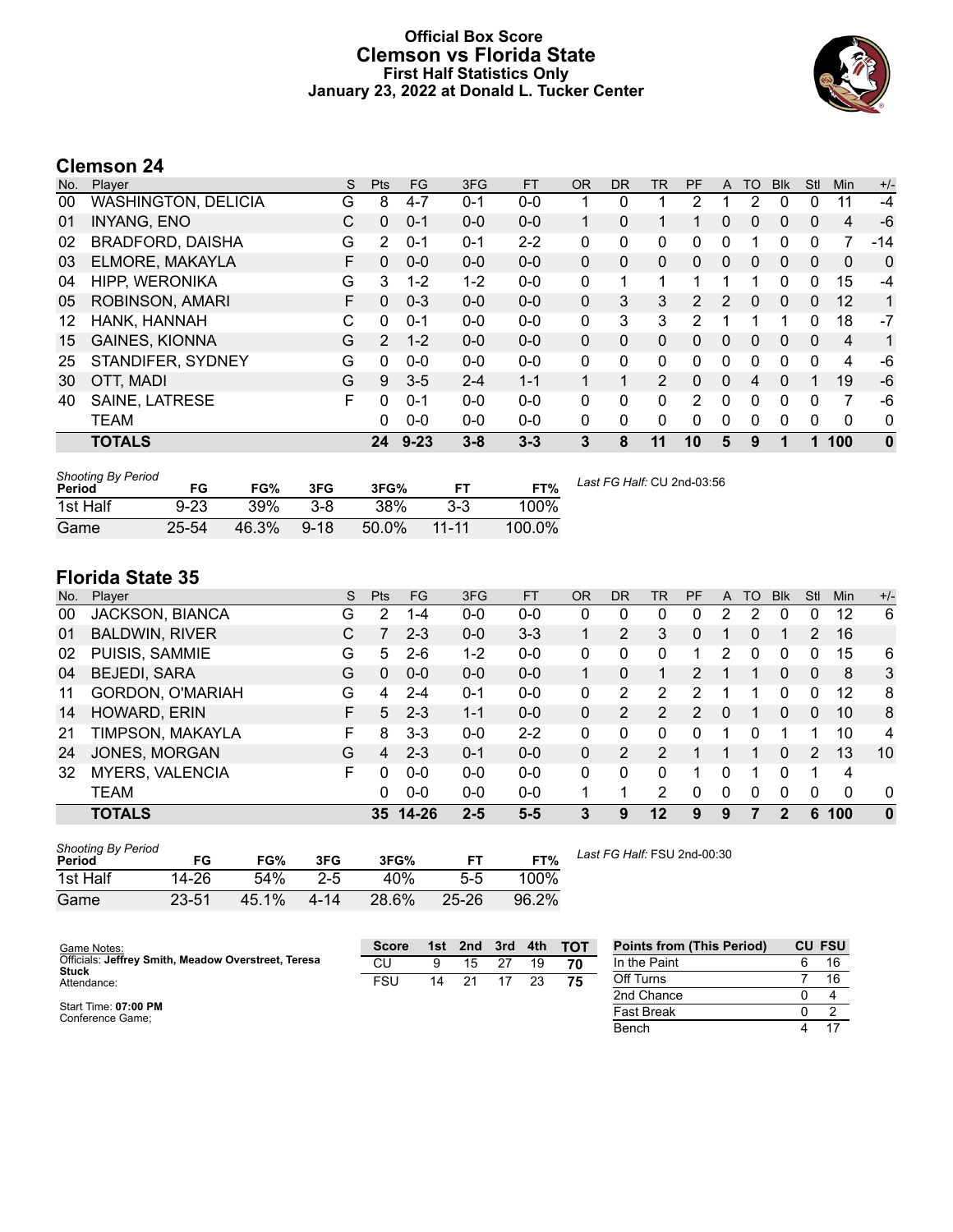# Official Box Score
## Clemson vs Florida State
### First Half Statistics Only
### January 23, 2022 at Donald L. Tucker Center

## Clemson 24

| No. | Player | S | Pts | FG | 3FG | FT | OR | DR | TR | PF | A | TO | Blk | Stl | Min | +/- |
|---|---|---|---|---|---|---|---|---|---|---|---|---|---|---|---|---|
| 00 | WASHINGTON, DELICIA | G | 8 | 4-7 | 0-1 | 0-0 | 1 | 0 | 1 | 2 | 1 | 2 | 0 | 0 | 11 | -4 |
| 01 | INYANG, ENO | C | 0 | 0-1 | 0-0 | 0-0 | 1 | 0 | 1 | 1 | 0 | 0 | 0 | 0 | 4 | -6 |
| 02 | BRADFORD, DAISHA | G | 2 | 0-1 | 0-1 | 2-2 | 0 | 0 | 0 | 0 | 0 | 1 | 0 | 0 | 7 | -14 |
| 03 | ELMORE, MAKAYLA | F | 0 | 0-0 | 0-0 | 0-0 | 0 | 0 | 0 | 0 | 0 | 0 | 0 | 0 | 0 | 0 |
| 04 | HIPP, WERONIKA | G | 3 | 1-2 | 1-2 | 0-0 | 0 | 1 | 1 | 1 | 1 | 1 | 0 | 0 | 15 | -4 |
| 05 | ROBINSON, AMARI | F | 0 | 0-3 | 0-0 | 0-0 | 0 | 3 | 3 | 2 | 2 | 0 | 0 | 0 | 12 | 1 |
| 12 | HANK, HANNAH | C | 0 | 0-1 | 0-0 | 0-0 | 0 | 3 | 3 | 2 | 1 | 1 | 1 | 0 | 18 | -7 |
| 15 | GAINES, KIONNA | G | 2 | 1-2 | 0-0 | 0-0 | 0 | 0 | 0 | 0 | 0 | 0 | 0 | 0 | 4 | 1 |
| 25 | STANDIFER, SYDNEY | G | 0 | 0-0 | 0-0 | 0-0 | 0 | 0 | 0 | 0 | 0 | 0 | 0 | 0 | 4 | -6 |
| 30 | OTT, MADI | G | 9 | 3-5 | 2-4 | 1-1 | 1 | 1 | 2 | 0 | 0 | 4 | 0 | 1 | 19 | -6 |
| 40 | SAINE, LATRESE | F | 0 | 0-1 | 0-0 | 0-0 | 0 | 0 | 0 | 2 | 0 | 0 | 0 | 0 | 7 | -6 |
| | TEAM | | 0 | 0-0 | 0-0 | 0-0 | 0 | 0 | 0 | 0 | 0 | 0 | 0 | 0 | 0 | 0 |
| | **TOTALS** | | **24** | **9-23** | **3-8** | **3-3** | **3** | **8** | **11** | **10** | **5** | **9** | **1** | **1** | **100** | **0** |

| Shooting By Period Period | FG | FG% | 3FG | 3FG% | FT | FT% |
|---|---|---|---|---|---|---|
| 1st Half | 9-23 | 39% | 3-8 | 38% | 3-3 | 100% |
| Game | 25-54 | 46.3% | 9-18 | 50.0% | 11-11 | 100.0% |

*Last FG Half:* CU 2nd-03:56

## Florida State 35

| No. | Player | S | Pts | FG | 3FG | FT | OR | DR | TR | PF | A | TO | Blk | Stl | Min | +/- |
|---|---|---|---|---|---|---|---|---|---|---|---|---|---|---|---|---|
| 00 | JACKSON, BIANCA | G | 2 | 1-4 | 0-0 | 0-0 | 0 | 0 | 0 | 0 | 2 | 2 | 0 | 0 | 12 | 6 |
| 01 | BALDWIN, RIVER | C | 7 | 2-3 | 0-0 | 3-3 | 1 | 2 | 3 | 0 | 1 | 0 | 1 | 2 | 16 | |
| 02 | PUISIS, SAMMIE | G | 5 | 2-6 | 1-2 | 0-0 | 0 | 0 | 0 | 1 | 2 | 0 | 0 | 0 | 15 | 6 |
| 04 | BEJEDI, SARA | G | 0 | 0-0 | 0-0 | 0-0 | 1 | 0 | 1 | 2 | 1 | 1 | 0 | 0 | 8 | 3 |
| 11 | GORDON, O'MARIAH | G | 4 | 2-4 | 0-1 | 0-0 | 0 | 2 | 2 | 2 | 1 | 1 | 0 | 0 | 12 | 8 |
| 14 | HOWARD, ERIN | F | 5 | 2-3 | 1-1 | 0-0 | 0 | 2 | 2 | 2 | 0 | 1 | 0 | 0 | 10 | 8 |
| 21 | TIMPSON, MAKAYLA | F | 8 | 3-3 | 0-0 | 2-2 | 0 | 0 | 0 | 0 | 1 | 0 | 1 | 1 | 10 | 4 |
| 24 | JONES, MORGAN | G | 4 | 2-3 | 0-1 | 0-0 | 0 | 2 | 2 | 1 | 1 | 1 | 0 | 2 | 13 | 10 |
| 32 | MYERS, VALENCIA | F | 0 | 0-0 | 0-0 | 0-0 | 0 | 0 | 0 | 1 | 0 | 1 | 0 | 1 | 4 | |
| | TEAM | | 0 | 0-0 | 0-0 | 0-0 | 1 | 1 | 2 | 0 | 0 | 0 | 0 | 0 | 0 | 0 |
| | **TOTALS** | | **35** | **14-26** | **2-5** | **5-5** | **3** | **9** | **12** | **9** | **9** | **7** | **2** | **6** | **100** | **0** |

| Shooting By Period Period | FG | FG% | 3FG | 3FG% | FT | FT% |
|---|---|---|---|---|---|---|
| 1st Half | 14-26 | 54% | 2-5 | 40% | 5-5 | 100% |
| Game | 23-51 | 45.1% | 4-14 | 28.6% | 25-26 | 96.2% |

*Last FG Half:* FSU 2nd-00:30

Game Notes:
Officials: **Jeffrey Smith, Meadow Overstreet, Teresa Stuck**
Attendance:

Start Time: **07:00 PM**
Conference Game;

| Score | 1st | 2nd | 3rd | 4th | TOT |
|---|---|---|---|---|---|
| CU | 9 | 15 | 27 | 19 | 70 |
| FSU | 14 | 21 | 17 | 23 | 75 |

| Points from (This Period) | CU | FSU |
|---|---|---|
| In the Paint | 6 | 16 |
| Off Turns | 7 | 16 |
| 2nd Chance | 0 | 4 |
| Fast Break | 0 | 2 |
| Bench | 4 | 17 |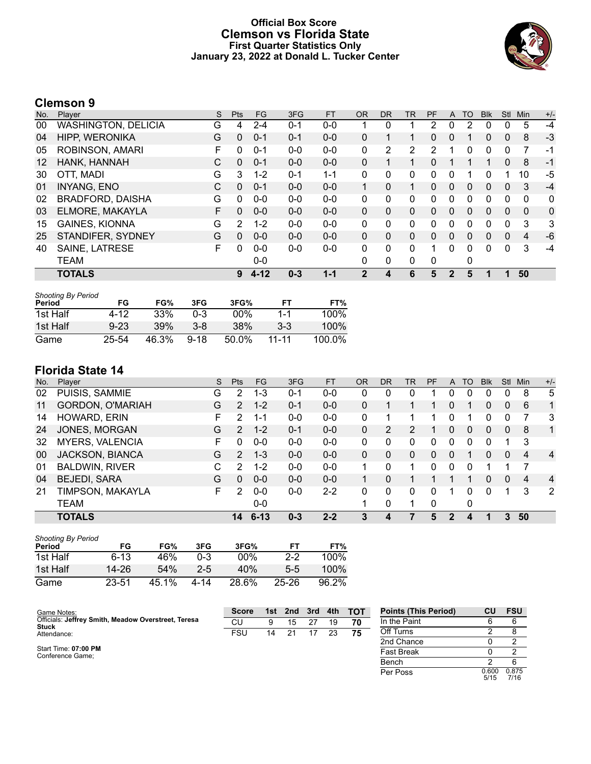# Official Box Score
## Clemson vs Florida State
### First Quarter Statistics Only
### January 23, 2022 at Donald L. Tucker Center

## Clemson 9

| No. | Player | S | Pts | FG | 3FG | FT | OR | DR | TR | PF | A | TO | Blk | Stl | Min | +/- |
|---|---|---|---|---|---|---|---|---|---|---|---|---|---|---|---|---|
| 00 | WASHINGTON, DELICIA | G | 4 | 2-4 | 0-1 | 0-0 | 1 | 0 | 1 | 2 | 0 | 2 | 0 | 0 | 5 | -4 |
| 04 | HIPP, WERONIKA | G | 0 | 0-1 | 0-1 | 0-0 | 0 | 1 | 1 | 0 | 0 | 1 | 0 | 0 | 8 | -3 |
| 05 | ROBINSON, AMARI | F | 0 | 0-1 | 0-0 | 0-0 | 0 | 2 | 2 | 2 | 1 | 0 | 0 | 0 | 7 | -1 |
| 12 | HANK, HANNAH | C | 0 | 0-1 | 0-0 | 0-0 | 0 | 1 | 1 | 0 | 1 | 1 | 1 | 0 | 8 | -1 |
| 30 | OTT, MADI | G | 3 | 1-2 | 0-1 | 1-1 | 0 | 0 | 0 | 0 | 0 | 1 | 0 | 1 | 10 | -5 |
| 01 | INYANG, ENO | C | 0 | 0-1 | 0-0 | 0-0 | 1 | 0 | 1 | 0 | 0 | 0 | 0 | 0 | 3 | -4 |
| 02 | BRADFORD, DAISHA | G | 0 | 0-0 | 0-0 | 0-0 | 0 | 0 | 0 | 0 | 0 | 0 | 0 | 0 | 0 | 0 |
| 03 | ELMORE, MAKAYLA | F | 0 | 0-0 | 0-0 | 0-0 | 0 | 0 | 0 | 0 | 0 | 0 | 0 | 0 | 0 | 0 |
| 15 | GAINES, KIONNA | G | 2 | 1-2 | 0-0 | 0-0 | 0 | 0 | 0 | 0 | 0 | 0 | 0 | 0 | 3 | 3 |
| 25 | STANDIFER, SYDNEY | G | 0 | 0-0 | 0-0 | 0-0 | 0 | 0 | 0 | 0 | 0 | 0 | 0 | 0 | 4 | -6 |
| 40 | SAINE, LATRESE | F | 0 | 0-0 | 0-0 | 0-0 | 0 | 0 | 0 | 1 | 0 | 0 | 0 | 0 | 3 | -4 |
| | TEAM | | | 0-0 | | | 0 | 0 | 0 | 0 | | 0 | | | | |
| | **TOTALS** | | **9** | **4-12** | **0-3** | **1-1** | **2** | **4** | **6** | **5** | **2** | **5** | **1** | **1** | **50** | |

*Shooting By Period*

| Period | FG | FG% | 3FG | 3FG% | FT | FT% |
|---|---|---|---|---|---|---|
| 1st Half | 4-12 | 33% | 0-3 | 00% | 1-1 | 100% |
| 1st Half | 9-23 | 39% | 3-8 | 38% | 3-3 | 100% |
| Game | 25-54 | 46.3% | 9-18 | 50.0% | 11-11 | 100.0% |

## Florida State 14

| No. | Player | S | Pts | FG | 3FG | FT | OR | DR | TR | PF | A | TO | Blk | Stl | Min | +/- |
|---|---|---|---|---|---|---|---|---|---|---|---|---|---|---|---|---|
| 02 | PUISIS, SAMMIE | G | 2 | 1-3 | 0-1 | 0-0 | 0 | 0 | 0 | 1 | 0 | 0 | 0 | 0 | 8 | 5 |
| 11 | GORDON, O'MARIAH | G | 2 | 1-2 | 0-1 | 0-0 | 0 | 1 | 1 | 1 | 0 | 1 | 0 | 0 | 6 | 1 |
| 14 | HOWARD, ERIN | F | 2 | 1-1 | 0-0 | 0-0 | 0 | 1 | 1 | 1 | 0 | 1 | 0 | 0 | 7 | 3 |
| 24 | JONES, MORGAN | G | 2 | 1-2 | 0-1 | 0-0 | 0 | 2 | 2 | 1 | 0 | 0 | 0 | 0 | 8 | 1 |
| 32 | MYERS, VALENCIA | F | 0 | 0-0 | 0-0 | 0-0 | 0 | 0 | 0 | 0 | 0 | 0 | 0 | 1 | 3 | |
| 00 | JACKSON, BIANCA | G | 2 | 1-3 | 0-0 | 0-0 | 0 | 0 | 0 | 0 | 0 | 1 | 0 | 0 | 4 | 4 |
| 01 | BALDWIN, RIVER | C | 2 | 1-2 | 0-0 | 0-0 | 1 | 0 | 1 | 0 | 0 | 0 | 1 | 1 | 7 | |
| 04 | BEJEDI, SARA | G | 0 | 0-0 | 0-0 | 0-0 | 1 | 0 | 1 | 1 | 1 | 1 | 0 | 0 | 4 | 4 |
| 21 | TIMPSON, MAKAYLA | F | 2 | 0-0 | 0-0 | 2-2 | 0 | 0 | 0 | 0 | 1 | 0 | 0 | 1 | 3 | 2 |
| | TEAM | | | 0-0 | | | 1 | 0 | 1 | 0 | | 0 | | | | |
| | **TOTALS** | | **14** | **6-13** | **0-3** | **2-2** | **3** | **4** | **7** | **5** | **2** | **4** | **1** | **3** | **50** | |

*Shooting By Period*

| Period | FG | FG% | 3FG | 3FG% | FT | FT% |
|---|---|---|---|---|---|---|
| 1st Half | 6-13 | 46% | 0-3 | 00% | 2-2 | 100% |
| 1st Half | 14-26 | 54% | 2-5 | 40% | 5-5 | 100% |
| Game | 23-51 | 45.1% | 4-14 | 28.6% | 25-26 | 96.2% |

Game Notes:
Officials: **Jeffrey Smith, Meadow Overstreet, Teresa Stuck**
Attendance:

Start Time: **07:00 PM**
Conference Game;

| Score | 1st | 2nd | 3rd | 4th | TOT |
|---|---|---|---|---|---|
| CU | 9 | 15 | 27 | 19 | **70** |
| FSU | 14 | 21 | 17 | 23 | **75** |

| Points (This Period) | CU | FSU |
|---|---|---|
| In the Paint | 6 | 6 |
| Off Turns | 2 | 8 |
| 2nd Chance | 0 | 2 |
| Fast Break | 0 | 2 |
| Bench | 2 | 6 |
| Per Poss | 0.600 5/15 | 0.875 7/16 |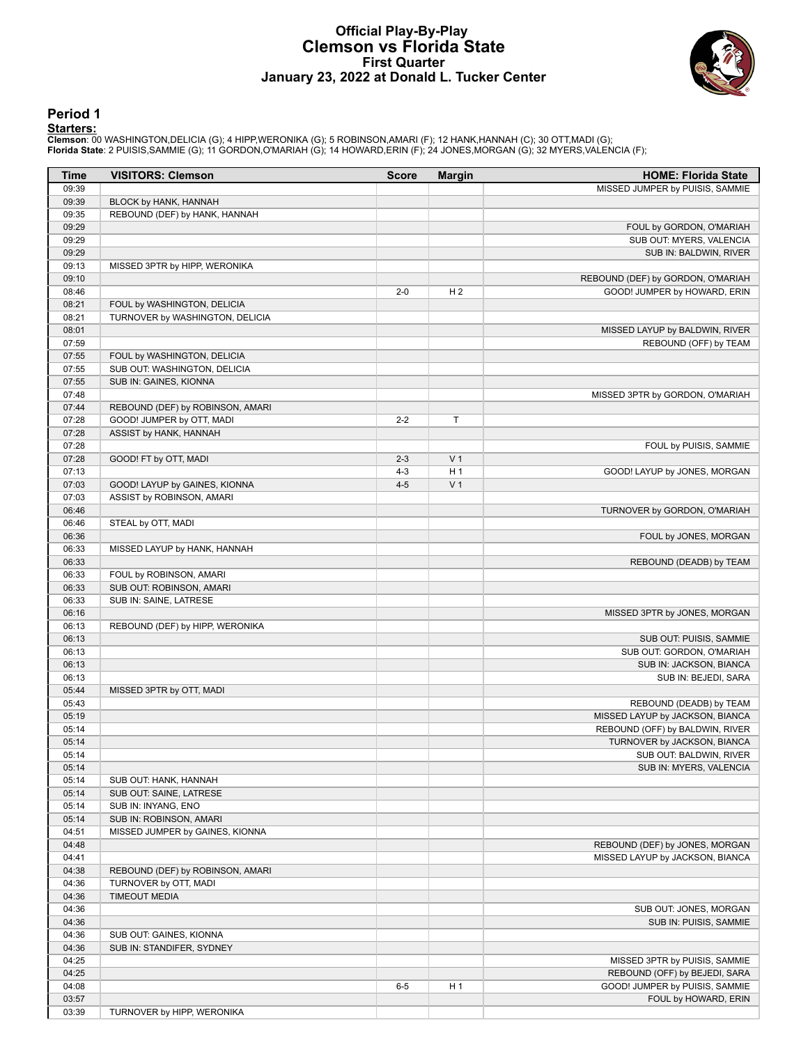# Official Play-By-Play
# Clemson vs Florida State
## First Quarter
### January 23, 2022 at Donald L. Tucker Center

## Period 1

**Starters:**

**Clemson**: 00 WASHINGTON,DELICIA (G); 4 HIPP,WERONIKA (G); 5 ROBINSON,AMARI (F); 12 HANK,HANNAH (C); 30 OTT,MADI (G);
**Florida State**: 2 PUISIS,SAMMIE (G); 11 GORDON,O'MARIAH (G); 14 HOWARD,ERIN (F); 24 JONES,MORGAN (G); 32 MYERS,VALENCIA (F);

| Time | VISITORS: Clemson | Score | Margin | HOME: Florida State |
|---|---|---|---|---|
| 09:39 | | | | MISSED JUMPER by PUISIS, SAMMIE |
| 09:39 | BLOCK by HANK, HANNAH | | | |
| 09:35 | REBOUND (DEF) by HANK, HANNAH | | | |
| 09:29 | | | | FOUL by GORDON, O'MARIAH |
| 09:29 | | | | SUB OUT: MYERS, VALENCIA |
| 09:29 | | | | SUB IN: BALDWIN, RIVER |
| 09:13 | MISSED 3PTR by HIPP, WERONIKA | | | |
| 09:10 | | | | REBOUND (DEF) by GORDON, O'MARIAH |
| 08:46 | | 2-0 | H 2 | GOOD! JUMPER by HOWARD, ERIN |
| 08:21 | FOUL by WASHINGTON, DELICIA | | | |
| 08:21 | TURNOVER by WASHINGTON, DELICIA | | | |
| 08:01 | | | | MISSED LAYUP by BALDWIN, RIVER |
| 07:59 | | | | REBOUND (OFF) by TEAM |
| 07:55 | FOUL by WASHINGTON, DELICIA | | | |
| 07:55 | SUB OUT: WASHINGTON, DELICIA | | | |
| 07:55 | SUB IN: GAINES, KIONNA | | | |
| 07:48 | | | | MISSED 3PTR by GORDON, O'MARIAH |
| 07:44 | REBOUND (DEF) by ROBINSON, AMARI | | | |
| 07:28 | GOOD! JUMPER by OTT, MADI | 2-2 | T | |
| 07:28 | ASSIST by HANK, HANNAH | | | |
| 07:28 | | | | FOUL by PUISIS, SAMMIE |
| 07:28 | GOOD! FT by OTT, MADI | 2-3 | V 1 | |
| 07:13 | | 4-3 | H 1 | GOOD! LAYUP by JONES, MORGAN |
| 07:03 | GOOD! LAYUP by GAINES, KIONNA | 4-5 | V 1 | |
| 07:03 | ASSIST by ROBINSON, AMARI | | | |
| 06:46 | | | | TURNOVER by GORDON, O'MARIAH |
| 06:46 | STEAL by OTT, MADI | | | |
| 06:36 | | | | FOUL by JONES, MORGAN |
| 06:33 | MISSED LAYUP by HANK, HANNAH | | | |
| 06:33 | | | | REBOUND (DEADB) by TEAM |
| 06:33 | FOUL by ROBINSON, AMARI | | | |
| 06:33 | SUB OUT: ROBINSON, AMARI | | | |
| 06:33 | SUB IN: SAINE, LATRESE | | | |
| 06:16 | | | | MISSED 3PTR by JONES, MORGAN |
| 06:13 | REBOUND (DEF) by HIPP, WERONIKA | | | |
| 06:13 | | | | SUB OUT: PUISIS, SAMMIE |
| 06:13 | | | | SUB OUT: GORDON, O'MARIAH |
| 06:13 | | | | SUB IN: JACKSON, BIANCA |
| 06:13 | | | | SUB IN: BEJEDI, SARA |
| 05:44 | MISSED 3PTR by OTT, MADI | | | |
| 05:43 | | | | REBOUND (DEADB) by TEAM |
| 05:19 | | | | MISSED LAYUP by JACKSON, BIANCA |
| 05:14 | | | | REBOUND (OFF) by BALDWIN, RIVER |
| 05:14 | | | | TURNOVER by JACKSON, BIANCA |
| 05:14 | | | | SUB OUT: BALDWIN, RIVER |
| 05:14 | | | | SUB IN: MYERS, VALENCIA |
| 05:14 | SUB OUT: HANK, HANNAH | | | |
| 05:14 | SUB OUT: SAINE, LATRESE | | | |
| 05:14 | SUB IN: INYANG, ENO | | | |
| 05:14 | SUB IN: ROBINSON, AMARI | | | |
| 04:51 | MISSED JUMPER by GAINES, KIONNA | | | |
| 04:48 | | | | REBOUND (DEF) by JONES, MORGAN |
| 04:41 | | | | MISSED LAYUP by JACKSON, BIANCA |
| 04:38 | REBOUND (DEF) by ROBINSON, AMARI | | | |
| 04:36 | TURNOVER by OTT, MADI | | | |
| 04:36 | TIMEOUT MEDIA | | | |
| 04:36 | | | | SUB OUT: JONES, MORGAN |
| 04:36 | | | | SUB IN: PUISIS, SAMMIE |
| 04:36 | SUB OUT: GAINES, KIONNA | | | |
| 04:36 | SUB IN: STANDIFER, SYDNEY | | | |
| 04:25 | | | | MISSED 3PTR by PUISIS, SAMMIE |
| 04:25 | | | | REBOUND (OFF) by BEJEDI, SARA |
| 04:08 | | 6-5 | H 1 | GOOD! JUMPER by PUISIS, SAMMIE |
| 03:57 | | | | FOUL by HOWARD, ERIN |
| 03:39 | TURNOVER by HIPP, WERONIKA | | | |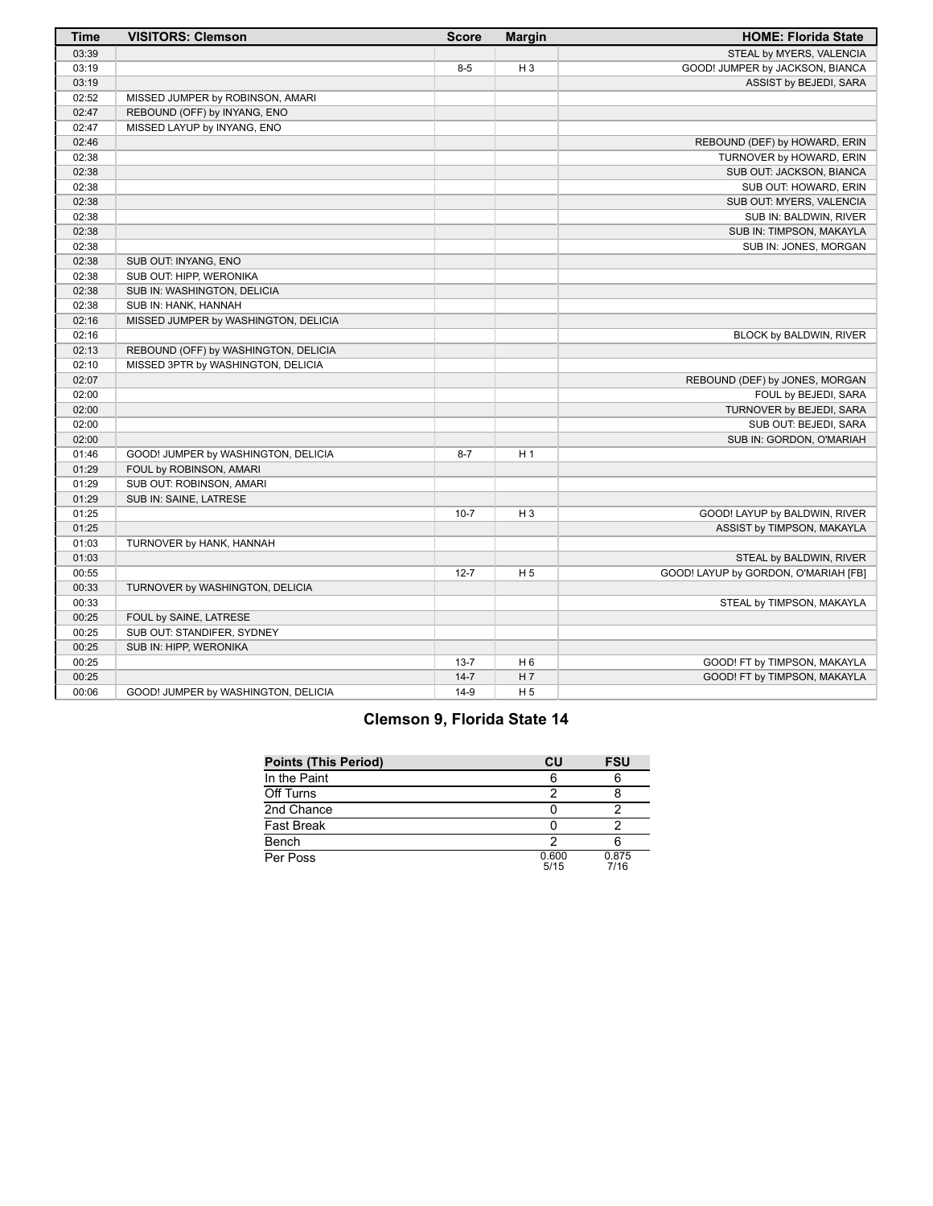| Time | VISITORS: Clemson | Score | Margin | HOME: Florida State |
| --- | --- | --- | --- | --- |
| 03:39 | | | | STEAL by MYERS, VALENCIA |
| 03:19 | | 8-5 | H 3 | GOOD! JUMPER by JACKSON, BIANCA |
| 03:19 | | | | ASSIST by BEJEDI, SARA |
| 02:52 | MISSED JUMPER by ROBINSON, AMARI | | | |
| 02:47 | REBOUND (OFF) by INYANG, ENO | | | |
| 02:47 | MISSED LAYUP by INYANG, ENO | | | |
| 02:46 | | | | REBOUND (DEF) by HOWARD, ERIN |
| 02:38 | | | | TURNOVER by HOWARD, ERIN |
| 02:38 | | | | SUB OUT: JACKSON, BIANCA |
| 02:38 | | | | SUB OUT: HOWARD, ERIN |
| 02:38 | | | | SUB OUT: MYERS, VALENCIA |
| 02:38 | | | | SUB IN: BALDWIN, RIVER |
| 02:38 | | | | SUB IN: TIMPSON, MAKAYLA |
| 02:38 | | | | SUB IN: JONES, MORGAN |
| 02:38 | SUB OUT: INYANG, ENO | | | |
| 02:38 | SUB OUT: HIPP, WERONIKA | | | |
| 02:38 | SUB IN: WASHINGTON, DELICIA | | | |
| 02:38 | SUB IN: HANK, HANNAH | | | |
| 02:16 | MISSED JUMPER by WASHINGTON, DELICIA | | | |
| 02:16 | | | | BLOCK by BALDWIN, RIVER |
| 02:13 | REBOUND (OFF) by WASHINGTON, DELICIA | | | |
| 02:10 | MISSED 3PTR by WASHINGTON, DELICIA | | | |
| 02:07 | | | | REBOUND (DEF) by JONES, MORGAN |
| 02:00 | | | | FOUL by BEJEDI, SARA |
| 02:00 | | | | TURNOVER by BEJEDI, SARA |
| 02:00 | | | | SUB OUT: BEJEDI, SARA |
| 02:00 | | | | SUB IN: GORDON, O'MARIAH |
| 01:46 | GOOD! JUMPER by WASHINGTON, DELICIA | 8-7 | H 1 | |
| 01:29 | FOUL by ROBINSON, AMARI | | | |
| 01:29 | SUB OUT: ROBINSON, AMARI | | | |
| 01:29 | SUB IN: SAINE, LATRESE | | | |
| 01:25 | | 10-7 | H 3 | GOOD! LAYUP by BALDWIN, RIVER |
| 01:25 | | | | ASSIST by TIMPSON, MAKAYLA |
| 01:03 | TURNOVER by HANK, HANNAH | | | |
| 01:03 | | | | STEAL by BALDWIN, RIVER |
| 00:55 | | 12-7 | H 5 | GOOD! LAYUP by GORDON, O'MARIAH [FB] |
| 00:33 | TURNOVER by WASHINGTON, DELICIA | | | |
| 00:33 | | | | STEAL by TIMPSON, MAKAYLA |
| 00:25 | FOUL by SAINE, LATRESE | | | |
| 00:25 | SUB OUT: STANDIFER, SYDNEY | | | |
| 00:25 | SUB IN: HIPP, WERONIKA | | | |
| 00:25 | | 13-7 | H 6 | GOOD! FT by TIMPSON, MAKAYLA |
| 00:25 | | 14-7 | H 7 | GOOD! FT by TIMPSON, MAKAYLA |
| 00:06 | GOOD! JUMPER by WASHINGTON, DELICIA | 14-9 | H 5 | |

## Clemson 9, Florida State 14

| Points (This Period) | CU | FSU |
| --- | --- | --- |
| In the Paint | 6 | 6 |
| Off Turns | 2 | 8 |
| 2nd Chance | 0 | 2 |
| Fast Break | 0 | 2 |
| Bench | 2 | 6 |
| Per Poss | 0.600 5/15 | 0.875 7/16 |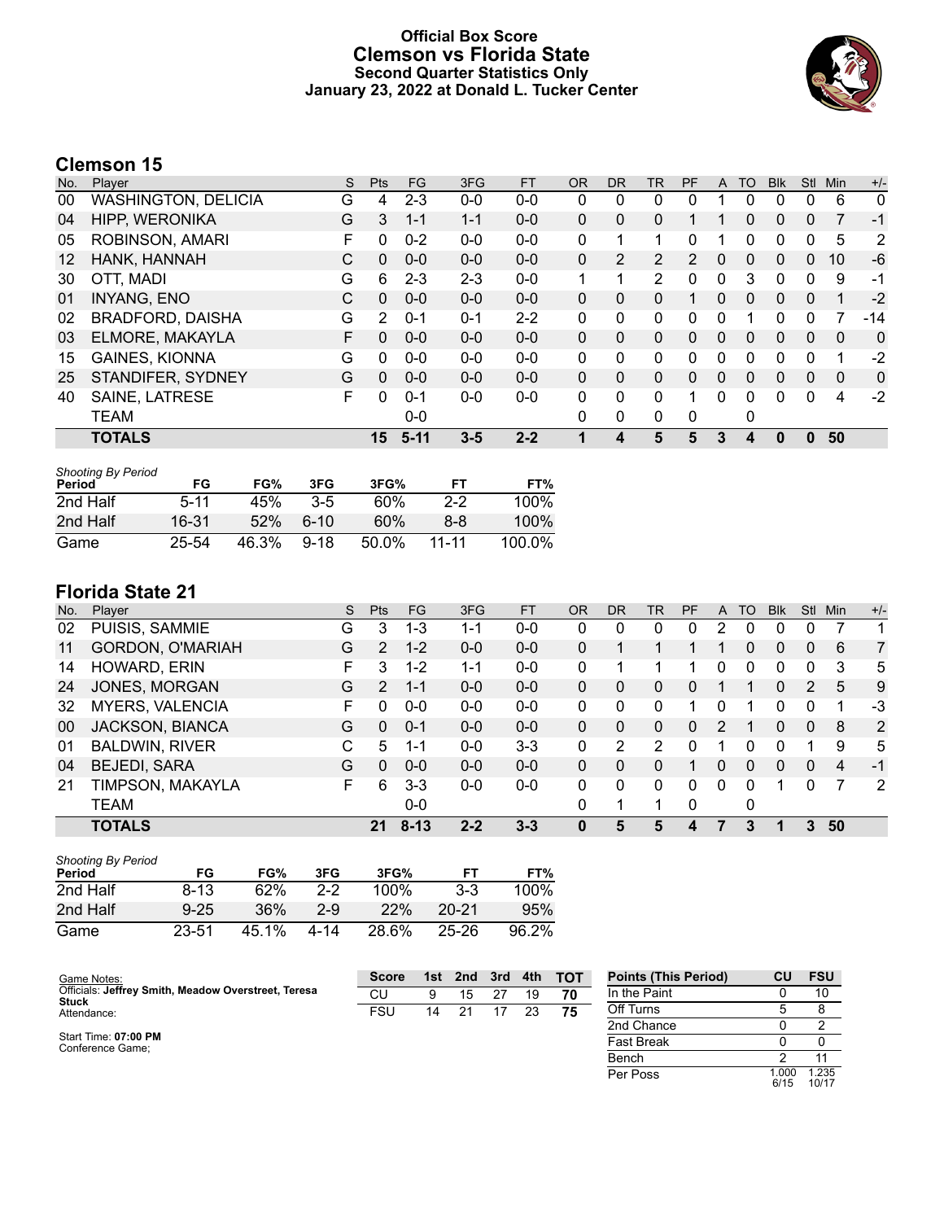# Official Box Score
# Clemson vs Florida State
## Second Quarter Statistics Only
### January 23, 2022 at Donald L. Tucker Center

## Clemson 15

| No. | Player | S | Pts | FG | 3FG | FT | OR | DR | TR | PF | A | TO | Blk | Stl | Min | +/- |
|---|---|---|---|---|---|---|---|---|---|---|---|---|---|---|---|---|
| 00 | WASHINGTON, DELICIA | G | 4 | 2-3 | 0-0 | 0-0 | 0 | 0 | 0 | 0 | 1 | 0 | 0 | 0 | 6 | 0 |
| 04 | HIPP, WERONIKA | G | 3 | 1-1 | 1-1 | 0-0 | 0 | 0 | 0 | 1 | 1 | 0 | 0 | 0 | 7 | -1 |
| 05 | ROBINSON, AMARI | F | 0 | 0-2 | 0-0 | 0-0 | 0 | 1 | 1 | 0 | 1 | 0 | 0 | 0 | 5 | 2 |
| 12 | HANK, HANNAH | C | 0 | 0-0 | 0-0 | 0-0 | 0 | 2 | 2 | 2 | 0 | 0 | 0 | 0 | 10 | -6 |
| 30 | OTT, MADI | G | 6 | 2-3 | 2-3 | 0-0 | 1 | 1 | 2 | 0 | 0 | 3 | 0 | 0 | 9 | -1 |
| 01 | INYANG, ENO | C | 0 | 0-0 | 0-0 | 0-0 | 0 | 0 | 0 | 1 | 0 | 0 | 0 | 0 | 1 | -2 |
| 02 | BRADFORD, DAISHA | G | 2 | 0-1 | 0-1 | 2-2 | 0 | 0 | 0 | 0 | 0 | 1 | 0 | 0 | 7 | -14 |
| 03 | ELMORE, MAKAYLA | F | 0 | 0-0 | 0-0 | 0-0 | 0 | 0 | 0 | 0 | 0 | 0 | 0 | 0 | 0 | 0 |
| 15 | GAINES, KIONNA | G | 0 | 0-0 | 0-0 | 0-0 | 0 | 0 | 0 | 0 | 0 | 0 | 0 | 0 | 1 | -2 |
| 25 | STANDIFER, SYDNEY | G | 0 | 0-0 | 0-0 | 0-0 | 0 | 0 | 0 | 0 | 0 | 0 | 0 | 0 | 0 | 0 |
| 40 | SAINE, LATRESE | F | 0 | 0-1 | 0-0 | 0-0 | 0 | 0 | 0 | 1 | 0 | 0 | 0 | 0 | 4 | -2 |
| | TEAM | | | 0-0 | | | 0 | 0 | 0 | 0 | | 0 | | | | |
| | **TOTALS** | | **15** | **5-11** | **3-5** | **2-2** | **1** | **4** | **5** | **5** | **3** | **4** | **0** | **0** | **50** | |

*Shooting By Period*

| Period | FG | FG% | 3FG | 3FG% | FT | FT% |
|---|---|---|---|---|---|---|
| 2nd Half | 5-11 | 45% | 3-5 | 60% | 2-2 | 100% |
| 2nd Half | 16-31 | 52% | 6-10 | 60% | 8-8 | 100% |
| Game | 25-54 | 46.3% | 9-18 | 50.0% | 11-11 | 100.0% |

## Florida State 21

| No. | Player | S | Pts | FG | 3FG | FT | OR | DR | TR | PF | A | TO | Blk | Stl | Min | +/- |
|---|---|---|---|---|---|---|---|---|---|---|---|---|---|---|---|---|
| 02 | PUISIS, SAMMIE | G | 3 | 1-3 | 1-1 | 0-0 | 0 | 0 | 0 | 0 | 2 | 0 | 0 | 0 | 7 | 1 |
| 11 | GORDON, O'MARIAH | G | 2 | 1-2 | 0-0 | 0-0 | 0 | 1 | 1 | 1 | 1 | 0 | 0 | 0 | 6 | 7 |
| 14 | HOWARD, ERIN | F | 3 | 1-2 | 1-1 | 0-0 | 0 | 1 | 1 | 1 | 0 | 0 | 0 | 0 | 3 | 5 |
| 24 | JONES, MORGAN | G | 2 | 1-1 | 0-0 | 0-0 | 0 | 0 | 0 | 0 | 1 | 1 | 0 | 2 | 5 | 9 |
| 32 | MYERS, VALENCIA | F | 0 | 0-0 | 0-0 | 0-0 | 0 | 0 | 0 | 1 | 0 | 1 | 0 | 0 | 1 | -3 |
| 00 | JACKSON, BIANCA | G | 0 | 0-1 | 0-0 | 0-0 | 0 | 0 | 0 | 0 | 2 | 1 | 0 | 0 | 8 | 2 |
| 01 | BALDWIN, RIVER | C | 5 | 1-1 | 0-0 | 3-3 | 0 | 2 | 2 | 0 | 1 | 0 | 0 | 1 | 9 | 5 |
| 04 | BEJEDI, SARA | G | 0 | 0-0 | 0-0 | 0-0 | 0 | 0 | 0 | 1 | 0 | 0 | 0 | 0 | 4 | -1 |
| 21 | TIMPSON, MAKAYLA | F | 6 | 3-3 | 0-0 | 0-0 | 0 | 0 | 0 | 0 | 0 | 0 | 1 | 0 | 7 | 2 |
| | TEAM | | | 0-0 | | | 0 | 1 | 1 | 0 | | 0 | | | | |
| | **TOTALS** | | **21** | **8-13** | **2-2** | **3-3** | **0** | **5** | **5** | **4** | **7** | **3** | **1** | **3** | **50** | |

*Shooting By Period*

| Period | FG | FG% | 3FG | 3FG% | FT | FT% |
|---|---|---|---|---|---|---|
| 2nd Half | 8-13 | 62% | 2-2 | 100% | 3-3 | 100% |
| 2nd Half | 9-25 | 36% | 2-9 | 22% | 20-21 | 95% |
| Game | 23-51 | 45.1% | 4-14 | 28.6% | 25-26 | 96.2% |

Game Notes:
Officials: **Jeffrey Smith, Meadow Overstreet, Teresa Stuck**
Attendance:

Start Time: **07:00 PM**
Conference Game;

| Score | 1st | 2nd | 3rd | 4th | TOT |
|---|---|---|---|---|---|
| CU | 9 | 15 | 27 | 19 | **70** |
| FSU | 14 | 21 | 17 | 23 | **75** |

| Points (This Period) | CU | FSU |
|---|---|---|
| In the Paint | 0 | 10 |
| Off Turns | 5 | 8 |
| 2nd Chance | 0 | 2 |
| Fast Break | 0 | 0 |
| Bench | 2 | 11 |
| Per Poss | 1.000 6/15 | 1.235 10/17 |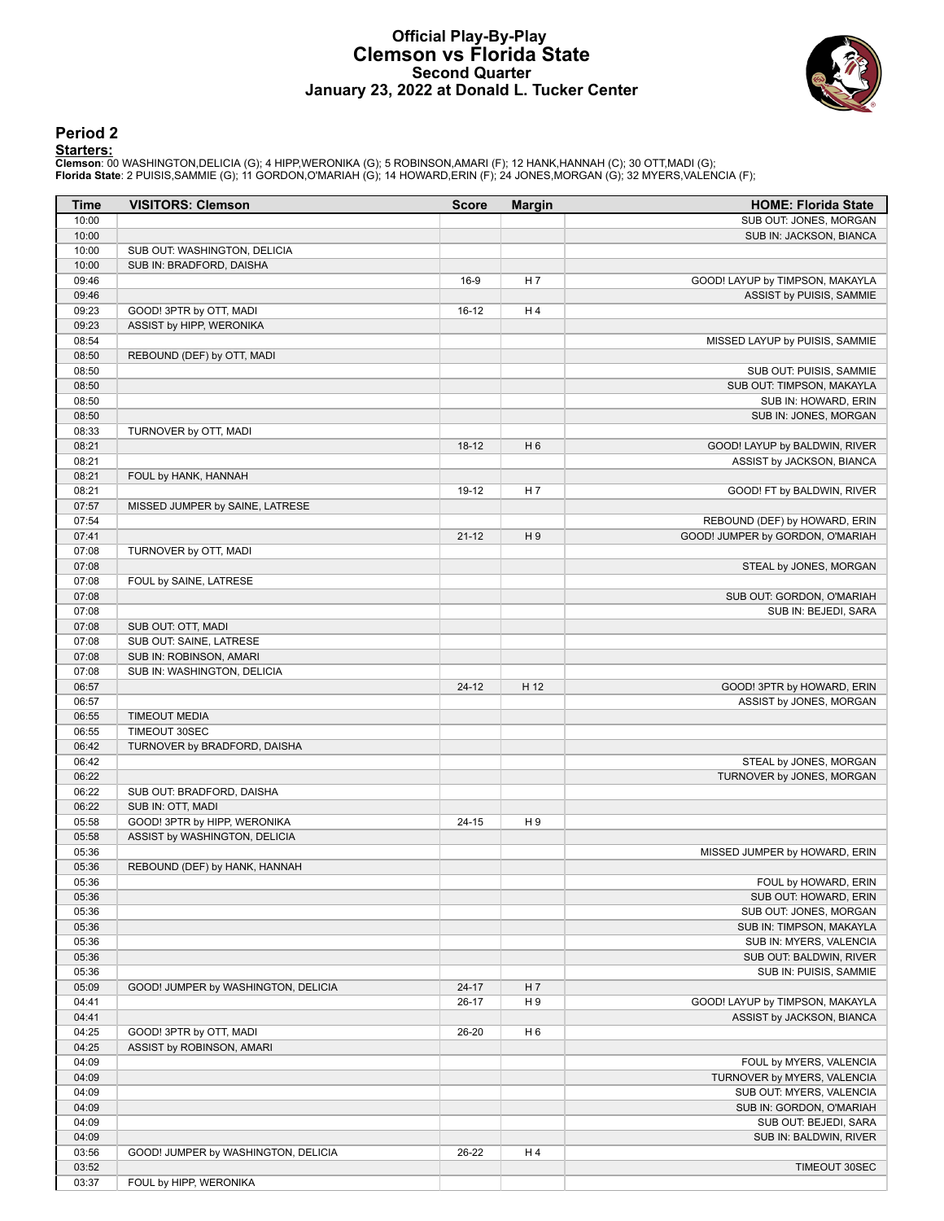# Official Play-By-Play
## Clemson vs Florida State
### Second Quarter
### January 23, 2022 at Donald L. Tucker Center

## Period 2

**Starters:**

**Clemson**: 00 WASHINGTON,DELICIA (G); 4 HIPP,WERONIKA (G); 5 ROBINSON,AMARI (F); 12 HANK,HANNAH (C); 30 OTT,MADI (G);
**Florida State**: 2 PUISIS,SAMMIE (G); 11 GORDON,O'MARIAH (G); 14 HOWARD,ERIN (F); 24 JONES,MORGAN (G); 32 MYERS,VALENCIA (F);

| Time | VISITORS: Clemson | Score | Margin | HOME: Florida State |
|---|---|---|---|---|
| 10:00 | | | | SUB OUT: JONES, MORGAN |
| 10:00 | | | | SUB IN: JACKSON, BIANCA |
| 10:00 | SUB OUT: WASHINGTON, DELICIA | | | |
| 10:00 | SUB IN: BRADFORD, DAISHA | | | |
| 09:46 | | 16-9 | H 7 | GOOD! LAYUP by TIMPSON, MAKAYLA |
| 09:46 | | | | ASSIST by PUISIS, SAMMIE |
| 09:23 | GOOD! 3PTR by OTT, MADI | 16-12 | H 4 | |
| 09:23 | ASSIST by HIPP, WERONIKA | | | |
| 08:54 | | | | MISSED LAYUP by PUISIS, SAMMIE |
| 08:50 | REBOUND (DEF) by OTT, MADI | | | |
| 08:50 | | | | SUB OUT: PUISIS, SAMMIE |
| 08:50 | | | | SUB OUT: TIMPSON, MAKAYLA |
| 08:50 | | | | SUB IN: HOWARD, ERIN |
| 08:50 | | | | SUB IN: JONES, MORGAN |
| 08:33 | TURNOVER by OTT, MADI | | | |
| 08:21 | | 18-12 | H 6 | GOOD! LAYUP by BALDWIN, RIVER |
| 08:21 | | | | ASSIST by JACKSON, BIANCA |
| 08:21 | FOUL by HANK, HANNAH | | | |
| 08:21 | | 19-12 | H 7 | GOOD! FT by BALDWIN, RIVER |
| 07:57 | MISSED JUMPER by SAINE, LATRESE | | | |
| 07:54 | | | | REBOUND (DEF) by HOWARD, ERIN |
| 07:41 | | 21-12 | H 9 | GOOD! JUMPER by GORDON, O'MARIAH |
| 07:08 | TURNOVER by OTT, MADI | | | |
| 07:08 | | | | STEAL by JONES, MORGAN |
| 07:08 | FOUL by SAINE, LATRESE | | | |
| 07:08 | | | | SUB OUT: GORDON, O'MARIAH |
| 07:08 | | | | SUB IN: BEJEDI, SARA |
| 07:08 | SUB OUT: OTT, MADI | | | |
| 07:08 | SUB OUT: SAINE, LATRESE | | | |
| 07:08 | SUB IN: ROBINSON, AMARI | | | |
| 07:08 | SUB IN: WASHINGTON, DELICIA | | | |
| 06:57 | | 24-12 | H 12 | GOOD! 3PTR by HOWARD, ERIN |
| 06:57 | | | | ASSIST by JONES, MORGAN |
| 06:55 | TIMEOUT MEDIA | | | |
| 06:55 | TIMEOUT 30SEC | | | |
| 06:42 | TURNOVER by BRADFORD, DAISHA | | | |
| 06:42 | | | | STEAL by JONES, MORGAN |
| 06:22 | | | | TURNOVER by JONES, MORGAN |
| 06:22 | SUB OUT: BRADFORD, DAISHA | | | |
| 06:22 | SUB IN: OTT, MADI | | | |
| 05:58 | GOOD! 3PTR by HIPP, WERONIKA | 24-15 | H 9 | |
| 05:58 | ASSIST by WASHINGTON, DELICIA | | | |
| 05:36 | | | | MISSED JUMPER by HOWARD, ERIN |
| 05:36 | REBOUND (DEF) by HANK, HANNAH | | | |
| 05:36 | | | | FOUL by HOWARD, ERIN |
| 05:36 | | | | SUB OUT: HOWARD, ERIN |
| 05:36 | | | | SUB OUT: JONES, MORGAN |
| 05:36 | | | | SUB IN: TIMPSON, MAKAYLA |
| 05:36 | | | | SUB IN: MYERS, VALENCIA |
| 05:36 | | | | SUB OUT: BALDWIN, RIVER |
| 05:36 | | | | SUB IN: PUISIS, SAMMIE |
| 05:09 | GOOD! JUMPER by WASHINGTON, DELICIA | 24-17 | H 7 | |
| 04:41 | | 26-17 | H 9 | GOOD! LAYUP by TIMPSON, MAKAYLA |
| 04:41 | | | | ASSIST by JACKSON, BIANCA |
| 04:25 | GOOD! 3PTR by OTT, MADI | 26-20 | H 6 | |
| 04:25 | ASSIST by ROBINSON, AMARI | | | |
| 04:09 | | | | FOUL by MYERS, VALENCIA |
| 04:09 | | | | TURNOVER by MYERS, VALENCIA |
| 04:09 | | | | SUB OUT: MYERS, VALENCIA |
| 04:09 | | | | SUB IN: GORDON, O'MARIAH |
| 04:09 | | | | SUB OUT: BEJEDI, SARA |
| 04:09 | | | | SUB IN: BALDWIN, RIVER |
| 03:56 | GOOD! JUMPER by WASHINGTON, DELICIA | 26-22 | H 4 | |
| 03:52 | | | | TIMEOUT 30SEC |
| 03:37 | FOUL by HIPP, WERONIKA | | | |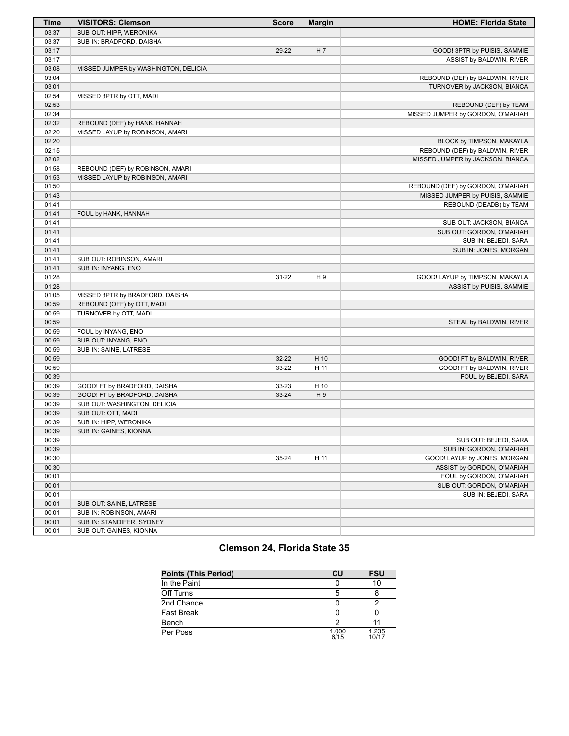| Time | VISITORS: Clemson | Score | Margin | HOME: Florida State |
|---|---|---|---|---|
| 03:37 | SUB OUT: HIPP, WERONIKA | | | |
| 03:37 | SUB IN: BRADFORD, DAISHA | | | |
| 03:17 | | 29-22 | H 7 | GOOD! 3PTR by PUISIS, SAMMIE |
| 03:17 | | | | ASSIST by BALDWIN, RIVER |
| 03:08 | MISSED JUMPER by WASHINGTON, DELICIA | | | |
| 03:04 | | | | REBOUND (DEF) by BALDWIN, RIVER |
| 03:01 | | | | TURNOVER by JACKSON, BIANCA |
| 02:54 | MISSED 3PTR by OTT, MADI | | | |
| 02:53 | | | | REBOUND (DEF) by TEAM |
| 02:34 | | | | MISSED JUMPER by GORDON, O'MARIAH |
| 02:32 | REBOUND (DEF) by HANK, HANNAH | | | |
| 02:20 | MISSED LAYUP by ROBINSON, AMARI | | | |
| 02:20 | | | | BLOCK by TIMPSON, MAKAYLA |
| 02:15 | | | | REBOUND (DEF) by BALDWIN, RIVER |
| 02:02 | | | | MISSED JUMPER by JACKSON, BIANCA |
| 01:58 | REBOUND (DEF) by ROBINSON, AMARI | | | |
| 01:53 | MISSED LAYUP by ROBINSON, AMARI | | | |
| 01:50 | | | | REBOUND (DEF) by GORDON, O'MARIAH |
| 01:43 | | | | MISSED JUMPER by PUISIS, SAMMIE |
| 01:41 | | | | REBOUND (DEADB) by TEAM |
| 01:41 | FOUL by HANK, HANNAH | | | |
| 01:41 | | | | SUB OUT: JACKSON, BIANCA |
| 01:41 | | | | SUB OUT: GORDON, O'MARIAH |
| 01:41 | | | | SUB IN: BEJEDI, SARA |
| 01:41 | | | | SUB IN: JONES, MORGAN |
| 01:41 | SUB OUT: ROBINSON, AMARI | | | |
| 01:41 | SUB IN: INYANG, ENO | | | |
| 01:28 | | 31-22 | H 9 | GOOD! LAYUP by TIMPSON, MAKAYLA |
| 01:28 | | | | ASSIST by PUISIS, SAMMIE |
| 01:05 | MISSED 3PTR by BRADFORD, DAISHA | | | |
| 00:59 | REBOUND (OFF) by OTT, MADI | | | |
| 00:59 | TURNOVER by OTT, MADI | | | |
| 00:59 | | | | STEAL by BALDWIN, RIVER |
| 00:59 | FOUL by INYANG, ENO | | | |
| 00:59 | SUB OUT: INYANG, ENO | | | |
| 00:59 | SUB IN: SAINE, LATRESE | | | |
| 00:59 | | 32-22 | H 10 | GOOD! FT by BALDWIN, RIVER |
| 00:59 | | 33-22 | H 11 | GOOD! FT by BALDWIN, RIVER |
| 00:39 | | | | FOUL by BEJEDI, SARA |
| 00:39 | GOOD! FT by BRADFORD, DAISHA | 33-23 | H 10 | |
| 00:39 | GOOD! FT by BRADFORD, DAISHA | 33-24 | H 9 | |
| 00:39 | SUB OUT: WASHINGTON, DELICIA | | | |
| 00:39 | SUB OUT: OTT, MADI | | | |
| 00:39 | SUB IN: HIPP, WERONIKA | | | |
| 00:39 | SUB IN: GAINES, KIONNA | | | |
| 00:39 | | | | SUB OUT: BEJEDI, SARA |
| 00:39 | | | | SUB IN: GORDON, O'MARIAH |
| 00:30 | | 35-24 | H 11 | GOOD! LAYUP by JONES, MORGAN |
| 00:30 | | | | ASSIST by GORDON, O'MARIAH |
| 00:01 | | | | FOUL by GORDON, O'MARIAH |
| 00:01 | | | | SUB OUT: GORDON, O'MARIAH |
| 00:01 | | | | SUB IN: BEJEDI, SARA |
| 00:01 | SUB OUT: SAINE, LATRESE | | | |
| 00:01 | SUB IN: ROBINSON, AMARI | | | |
| 00:01 | SUB IN: STANDIFER, SYDNEY | | | |
| 00:01 | SUB OUT: GAINES, KIONNA | | | |

## Clemson 24, Florida State 35

| Points (This Period) | CU | FSU |
|---|---|---|
| In the Paint | 0 | 10 |
| Off Turns | 5 | 8 |
| 2nd Chance | 0 | 2 |
| Fast Break | 0 | 0 |
| Bench | 2 | 11 |
| Per Poss | 1.000 6/15 | 1.235 10/17 |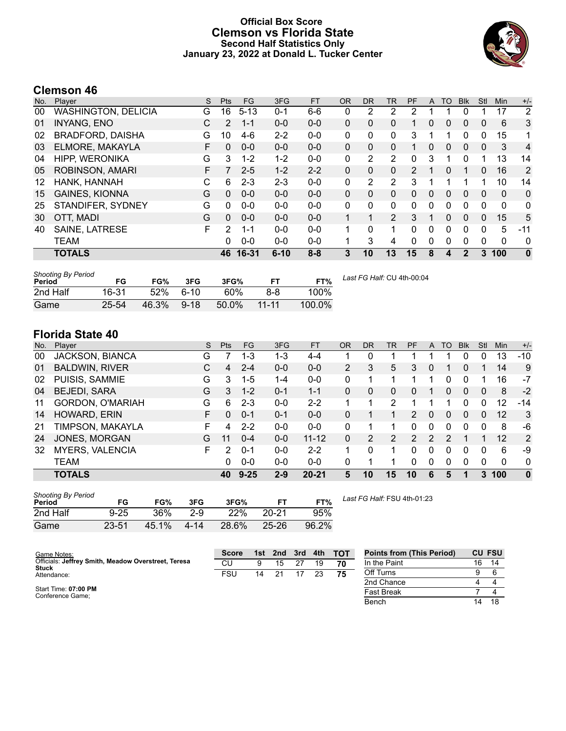# Official Box Score
## Clemson vs Florida State
### Second Half Statistics Only
### January 23, 2022 at Donald L. Tucker Center

## Clemson 46

| No. | Player | S | Pts | FG | 3FG | FT | OR | DR | TR | PF | A | TO | Blk | Stl | Min | +/- |
|---|---|---|---|---|---|---|---|---|---|---|---|---|---|---|---|---|
| 00 | WASHINGTON, DELICIA | G | 16 | 5-13 | 0-1 | 6-6 | 0 | 2 | 2 | 2 | 1 | 1 | 0 | 1 | 17 | 2 |
| 01 | INYANG, ENO | C | 2 | 1-1 | 0-0 | 0-0 | 0 | 0 | 0 | 1 | 0 | 0 | 0 | 0 | 6 | 3 |
| 02 | BRADFORD, DAISHA | G | 10 | 4-6 | 2-2 | 0-0 | 0 | 0 | 0 | 3 | 1 | 1 | 0 | 0 | 15 | 1 |
| 03 | ELMORE, MAKAYLA | F | 0 | 0-0 | 0-0 | 0-0 | 0 | 0 | 0 | 1 | 0 | 0 | 0 | 0 | 3 | 4 |
| 04 | HIPP, WERONIKA | G | 3 | 1-2 | 1-2 | 0-0 | 0 | 2 | 2 | 0 | 3 | 1 | 0 | 1 | 13 | 14 |
| 05 | ROBINSON, AMARI | F | 7 | 2-5 | 1-2 | 2-2 | 0 | 0 | 0 | 2 | 1 | 0 | 1 | 0 | 16 | 2 |
| 12 | HANK, HANNAH | C | 6 | 2-3 | 2-3 | 0-0 | 0 | 2 | 2 | 3 | 1 | 1 | 1 | 1 | 10 | 14 |
| 15 | GAINES, KIONNA | G | 0 | 0-0 | 0-0 | 0-0 | 0 | 0 | 0 | 0 | 0 | 0 | 0 | 0 | 0 | 0 |
| 25 | STANDIFER, SYDNEY | G | 0 | 0-0 | 0-0 | 0-0 | 0 | 0 | 0 | 0 | 0 | 0 | 0 | 0 | 0 | 0 |
| 30 | OTT, MADI | G | 0 | 0-0 | 0-0 | 0-0 | 1 | 1 | 2 | 3 | 1 | 0 | 0 | 0 | 15 | 5 |
| 40 | SAINE, LATRESE | F | 2 | 1-1 | 0-0 | 0-0 | 1 | 0 | 1 | 0 | 0 | 0 | 0 | 0 | 5 | -11 |
| | TEAM | | 0 | 0-0 | 0-0 | 0-0 | 1 | 3 | 4 | 0 | 0 | 0 | 0 | 0 | 0 | 0 |
| | **TOTALS** | | **46** | **16-31** | **6-10** | **8-8** | **3** | **10** | **13** | **15** | **8** | **4** | **2** | **3** | **100** | **0** |

*Shooting By Period*

| Period | FG | FG% | 3FG | 3FG% | FT | FT% |
|---|---|---|---|---|---|---|
| 2nd Half | 16-31 | 52% | 6-10 | 60% | 8-8 | 100% |
| Game | 25-54 | 46.3% | 9-18 | 50.0% | 11-11 | 100.0% |

*Last FG Half:* CU 4th-00:04

## Florida State 40

| No. | Player | S | Pts | FG | 3FG | FT | OR | DR | TR | PF | A | TO | Blk | Stl | Min | +/- |
|---|---|---|---|---|---|---|---|---|---|---|---|---|---|---|---|---|
| 00 | JACKSON, BIANCA | G | 7 | 1-3 | 1-3 | 4-4 | 1 | 0 | 1 | 1 | 1 | 1 | 0 | 0 | 13 | -10 |
| 01 | BALDWIN, RIVER | C | 4 | 2-4 | 0-0 | 0-0 | 2 | 3 | 5 | 3 | 0 | 1 | 0 | 1 | 14 | 9 |
| 02 | PUISIS, SAMMIE | G | 3 | 1-5 | 1-4 | 0-0 | 0 | 1 | 1 | 1 | 1 | 0 | 0 | 1 | 16 | -7 |
| 04 | BEJEDI, SARA | G | 3 | 1-2 | 0-1 | 1-1 | 0 | 0 | 0 | 0 | 1 | 0 | 0 | 0 | 8 | -2 |
| 11 | GORDON, O'MARIAH | G | 6 | 2-3 | 0-0 | 2-2 | 1 | 1 | 2 | 1 | 1 | 1 | 0 | 0 | 12 | -14 |
| 14 | HOWARD, ERIN | F | 0 | 0-1 | 0-1 | 0-0 | 0 | 1 | 1 | 2 | 0 | 0 | 0 | 0 | 12 | 3 |
| 21 | TIMPSON, MAKAYLA | F | 4 | 2-2 | 0-0 | 0-0 | 0 | 1 | 1 | 0 | 0 | 0 | 0 | 0 | 8 | -6 |
| 24 | JONES, MORGAN | G | 11 | 0-4 | 0-0 | 11-12 | 0 | 2 | 2 | 2 | 2 | 2 | 1 | 1 | 12 | 2 |
| 32 | MYERS, VALENCIA | F | 2 | 0-1 | 0-0 | 2-2 | 1 | 0 | 1 | 0 | 0 | 0 | 0 | 0 | 6 | -9 |
| | TEAM | | 0 | 0-0 | 0-0 | 0-0 | 0 | 1 | 1 | 0 | 0 | 0 | 0 | 0 | 0 | 0 |
| | **TOTALS** | | **40** | **9-25** | **2-9** | **20-21** | **5** | **10** | **15** | **10** | **6** | **5** | **1** | **3** | **100** | **0** |

*Shooting By Period*

| Period | FG | FG% | 3FG | 3FG% | FT | FT% |
|---|---|---|---|---|---|---|
| 2nd Half | 9-25 | 36% | 2-9 | 22% | 20-21 | 95% |
| Game | 23-51 | 45.1% | 4-14 | 28.6% | 25-26 | 96.2% |

*Last FG Half:* FSU 4th-01:23

Game Notes:
Officials: **Jeffrey Smith, Meadow Overstreet, Teresa Stuck**
Attendance:

Start Time: **07:00 PM**
Conference Game;

| Score | 1st | 2nd | 3rd | 4th | TOT |
|---|---|---|---|---|---|
| CU | 9 | 15 | 27 | 19 | **70** |
| FSU | 14 | 21 | 17 | 23 | **75** |

| Points from (This Period) | CU | FSU |
|---|---|---|
| In the Paint | 16 | 14 |
| Off Turns | 9 | 6 |
| 2nd Chance | 4 | 4 |
| Fast Break | 7 | 4 |
| Bench | 14 | 18 |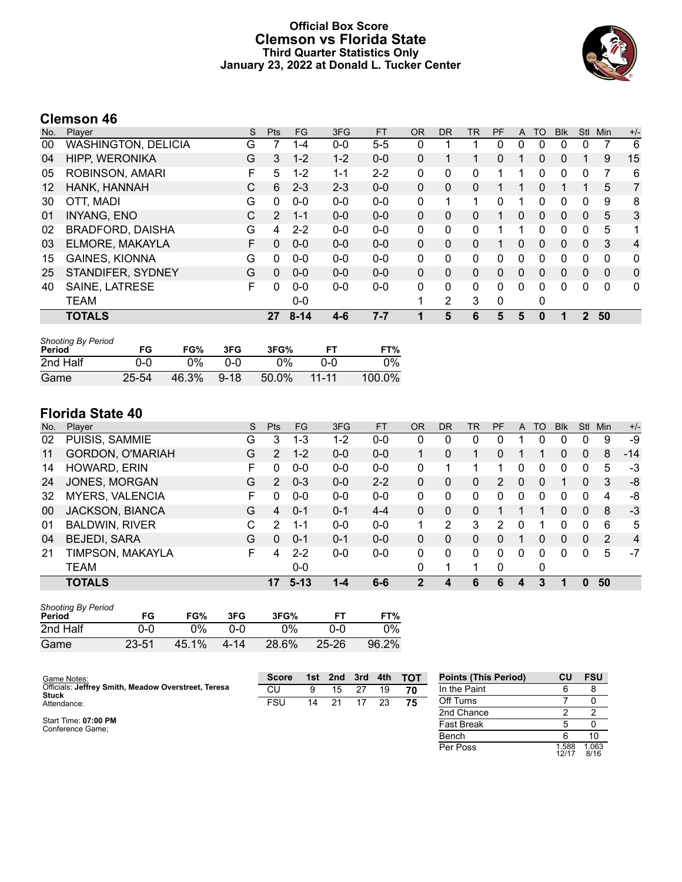# Official Box Score
## Clemson vs Florida State
### Third Quarter Statistics Only
### January 23, 2022 at Donald L. Tucker Center

## Clemson 46

| No. | Player | S | Pts | FG | 3FG | FT | OR | DR | TR | PF | A | TO | Blk | Stl | Min | +/- |
|---|---|---|---|---|---|---|---|---|---|---|---|---|---|---|---|---|
| 00 | WASHINGTON, DELICIA | G | 7 | 1-4 | 0-0 | 5-5 | 0 | 1 | 1 | 0 | 0 | 0 | 0 | 0 | 7 | 6 |
| 04 | HIPP, WERONIKA | G | 3 | 1-2 | 1-2 | 0-0 | 0 | 1 | 1 | 0 | 1 | 0 | 0 | 1 | 9 | 15 |
| 05 | ROBINSON, AMARI | F | 5 | 1-2 | 1-1 | 2-2 | 0 | 0 | 0 | 1 | 1 | 0 | 0 | 0 | 7 | 6 |
| 12 | HANK, HANNAH | C | 6 | 2-3 | 2-3 | 0-0 | 0 | 0 | 0 | 1 | 1 | 0 | 1 | 1 | 5 | 7 |
| 30 | OTT, MADI | G | 0 | 0-0 | 0-0 | 0-0 | 0 | 1 | 1 | 0 | 1 | 0 | 0 | 0 | 9 | 8 |
| 01 | INYANG, ENO | C | 2 | 1-1 | 0-0 | 0-0 | 0 | 0 | 0 | 1 | 0 | 0 | 0 | 0 | 5 | 3 |
| 02 | BRADFORD, DAISHA | G | 4 | 2-2 | 0-0 | 0-0 | 0 | 0 | 0 | 1 | 1 | 0 | 0 | 0 | 5 | 1 |
| 03 | ELMORE, MAKAYLA | F | 0 | 0-0 | 0-0 | 0-0 | 0 | 0 | 0 | 1 | 0 | 0 | 0 | 0 | 3 | 4 |
| 15 | GAINES, KIONNA | G | 0 | 0-0 | 0-0 | 0-0 | 0 | 0 | 0 | 0 | 0 | 0 | 0 | 0 | 0 | 0 |
| 25 | STANDIFER, SYDNEY | G | 0 | 0-0 | 0-0 | 0-0 | 0 | 0 | 0 | 0 | 0 | 0 | 0 | 0 | 0 | 0 |
| 40 | SAINE, LATRESE | F | 0 | 0-0 | 0-0 | 0-0 | 0 | 0 | 0 | 0 | 0 | 0 | 0 | 0 | 0 | 0 |
| | TEAM | | | 0-0 | | | 1 | 2 | 3 | 0 | | 0 | | | | |
| | **TOTALS** | | **27** | **8-14** | **4-6** | **7-7** | **1** | **5** | **6** | **5** | **5** | **0** | **1** | **2** | **50** | |

*Shooting By Period*

| Period | FG | FG% | 3FG | 3FG% | FT | FT% |
|---|---|---|---|---|---|---|
| 2nd Half | 0-0 | 0% | 0-0 | 0% | 0-0 | 0% |
| Game | 25-54 | 46.3% | 9-18 | 50.0% | 11-11 | 100.0% |

## Florida State 40

| No. | Player | S | Pts | FG | 3FG | FT | OR | DR | TR | PF | A | TO | Blk | Stl | Min | +/- |
|---|---|---|---|---|---|---|---|---|---|---|---|---|---|---|---|---|
| 02 | PUISIS, SAMMIE | G | 3 | 1-3 | 1-2 | 0-0 | 0 | 0 | 0 | 0 | 1 | 0 | 0 | 0 | 9 | -9 |
| 11 | GORDON, O'MARIAH | G | 2 | 1-2 | 0-0 | 0-0 | 1 | 0 | 1 | 0 | 1 | 1 | 0 | 0 | 8 | -14 |
| 14 | HOWARD, ERIN | F | 0 | 0-0 | 0-0 | 0-0 | 0 | 1 | 1 | 1 | 0 | 0 | 0 | 0 | 5 | -3 |
| 24 | JONES, MORGAN | G | 2 | 0-3 | 0-0 | 2-2 | 0 | 0 | 0 | 2 | 0 | 0 | 1 | 0 | 3 | -8 |
| 32 | MYERS, VALENCIA | F | 0 | 0-0 | 0-0 | 0-0 | 0 | 0 | 0 | 0 | 0 | 0 | 0 | 0 | 4 | -8 |
| 00 | JACKSON, BIANCA | G | 4 | 0-1 | 0-1 | 4-4 | 0 | 0 | 0 | 1 | 1 | 1 | 0 | 0 | 8 | -3 |
| 01 | BALDWIN, RIVER | C | 2 | 1-1 | 0-0 | 0-0 | 1 | 2 | 3 | 2 | 0 | 1 | 0 | 0 | 6 | 5 |
| 04 | BEJEDI, SARA | G | 0 | 0-1 | 0-1 | 0-0 | 0 | 0 | 0 | 0 | 1 | 0 | 0 | 0 | 2 | 4 |
| 21 | TIMPSON, MAKAYLA | F | 4 | 2-2 | 0-0 | 0-0 | 0 | 0 | 0 | 0 | 0 | 0 | 0 | 0 | 5 | -7 |
| | TEAM | | | 0-0 | | | 0 | 1 | 1 | 0 | | 0 | | | | |
| | **TOTALS** | | **17** | **5-13** | **1-4** | **6-6** | **2** | **4** | **6** | **6** | **4** | **3** | **1** | **0** | **50** | |

*Shooting By Period*

| Period | FG | FG% | 3FG | 3FG% | FT | FT% |
|---|---|---|---|---|---|---|
| 2nd Half | 0-0 | 0% | 0-0 | 0% | 0-0 | 0% |
| Game | 23-51 | 45.1% | 4-14 | 28.6% | 25-26 | 96.2% |

Game Notes:
Officials: **Jeffrey Smith, Meadow Overstreet, Teresa Stuck**
Attendance:

Start Time: **07:00 PM**
Conference Game;

| Score | 1st | 2nd | 3rd | 4th | TOT |
|---|---|---|---|---|---|
| CU | 9 | 15 | 27 | 19 | **70** |
| FSU | 14 | 21 | 17 | 23 | **75** |

| Points (This Period) | CU | FSU |
|---|---|---|
| In the Paint | 6 | 8 |
| Off Turns | 7 | 0 |
| 2nd Chance | 2 | 2 |
| Fast Break | 5 | 0 |
| Bench | 6 | 10 |
| Per Poss | 1.588 12/17 | 1.063 8/16 |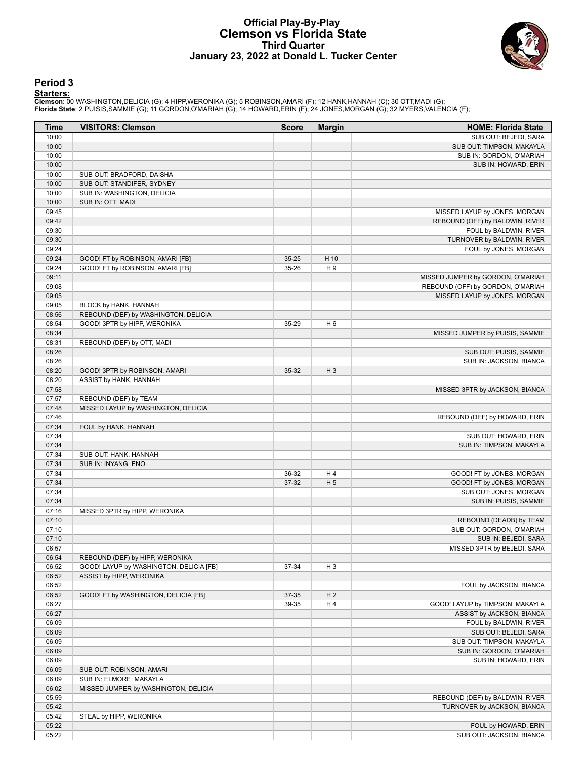# Official Play-By-Play
# Clemson vs Florida State
## Third Quarter
### January 23, 2022 at Donald L. Tucker Center

## Period 3

**Starters:**

**Clemson**: 00 WASHINGTON,DELICIA (G); 4 HIPP,WERONIKA (G); 5 ROBINSON,AMARI (F); 12 HANK,HANNAH (C); 30 OTT,MADI (G);
**Florida State**: 2 PUISIS,SAMMIE (G); 11 GORDON,O'MARIAH (G); 14 HOWARD,ERIN (F); 24 JONES,MORGAN (G); 32 MYERS,VALENCIA (F);

| Time | VISITORS: Clemson | Score | Margin | HOME: Florida State |
|---|---|---|---|---|
| 10:00 | | | | SUB OUT: BEJEDI, SARA |
| 10:00 | | | | SUB OUT: TIMPSON, MAKAYLA |
| 10:00 | | | | SUB IN: GORDON, O'MARIAH |
| 10:00 | | | | SUB IN: HOWARD, ERIN |
| 10:00 | SUB OUT: BRADFORD, DAISHA | | | |
| 10:00 | SUB OUT: STANDIFER, SYDNEY | | | |
| 10:00 | SUB IN: WASHINGTON, DELICIA | | | |
| 10:00 | SUB IN: OTT, MADI | | | |
| 09:45 | | | | MISSED LAYUP by JONES, MORGAN |
| 09:42 | | | | REBOUND (OFF) by BALDWIN, RIVER |
| 09:30 | | | | FOUL by BALDWIN, RIVER |
| 09:30 | | | | TURNOVER by BALDWIN, RIVER |
| 09:24 | | | | FOUL by JONES, MORGAN |
| 09:24 | GOOD! FT by ROBINSON, AMARI [FB] | 35-25 | H 10 | |
| 09:24 | GOOD! FT by ROBINSON, AMARI [FB] | 35-26 | H 9 | |
| 09:11 | | | | MISSED JUMPER by GORDON, O'MARIAH |
| 09:08 | | | | REBOUND (OFF) by GORDON, O'MARIAH |
| 09:05 | | | | MISSED LAYUP by JONES, MORGAN |
| 09:05 | BLOCK by HANK, HANNAH | | | |
| 08:56 | REBOUND (DEF) by WASHINGTON, DELICIA | | | |
| 08:54 | GOOD! 3PTR by HIPP, WERONIKA | 35-29 | H 6 | |
| 08:34 | | | | MISSED JUMPER by PUISIS, SAMMIE |
| 08:31 | REBOUND (DEF) by OTT, MADI | | | |
| 08:26 | | | | SUB OUT: PUISIS, SAMMIE |
| 08:26 | | | | SUB IN: JACKSON, BIANCA |
| 08:20 | GOOD! 3PTR by ROBINSON, AMARI | 35-32 | H 3 | |
| 08:20 | ASSIST by HANK, HANNAH | | | |
| 07:58 | | | | MISSED 3PTR by JACKSON, BIANCA |
| 07:57 | REBOUND (DEF) by TEAM | | | |
| 07:48 | MISSED LAYUP by WASHINGTON, DELICIA | | | |
| 07:46 | | | | REBOUND (DEF) by HOWARD, ERIN |
| 07:34 | FOUL by HANK, HANNAH | | | |
| 07:34 | | | | SUB OUT: HOWARD, ERIN |
| 07:34 | | | | SUB IN: TIMPSON, MAKAYLA |
| 07:34 | SUB OUT: HANK, HANNAH | | | |
| 07:34 | SUB IN: INYANG, ENO | | | |
| 07:34 | | 36-32 | H 4 | GOOD! FT by JONES, MORGAN |
| 07:34 | | 37-32 | H 5 | GOOD! FT by JONES, MORGAN |
| 07:34 | | | | SUB OUT: JONES, MORGAN |
| 07:34 | | | | SUB IN: PUISIS, SAMMIE |
| 07:16 | MISSED 3PTR by HIPP, WERONIKA | | | |
| 07:10 | | | | REBOUND (DEADB) by TEAM |
| 07:10 | | | | SUB OUT: GORDON, O'MARIAH |
| 07:10 | | | | SUB IN: BEJEDI, SARA |
| 06:57 | | | | MISSED 3PTR by BEJEDI, SARA |
| 06:54 | REBOUND (DEF) by HIPP, WERONIKA | | | |
| 06:52 | GOOD! LAYUP by WASHINGTON, DELICIA [FB] | 37-34 | H 3 | |
| 06:52 | ASSIST by HIPP, WERONIKA | | | |
| 06:52 | | | | FOUL by JACKSON, BIANCA |
| 06:52 | GOOD! FT by WASHINGTON, DELICIA [FB] | 37-35 | H 2 | |
| 06:27 | | 39-35 | H 4 | GOOD! LAYUP by TIMPSON, MAKAYLA |
| 06:27 | | | | ASSIST by JACKSON, BIANCA |
| 06:09 | | | | FOUL by BALDWIN, RIVER |
| 06:09 | | | | SUB OUT: BEJEDI, SARA |
| 06:09 | | | | SUB OUT: TIMPSON, MAKAYLA |
| 06:09 | | | | SUB IN: GORDON, O'MARIAH |
| 06:09 | | | | SUB IN: HOWARD, ERIN |
| 06:09 | SUB OUT: ROBINSON, AMARI | | | |
| 06:09 | SUB IN: ELMORE, MAKAYLA | | | |
| 06:02 | MISSED JUMPER by WASHINGTON, DELICIA | | | |
| 05:59 | | | | REBOUND (DEF) by BALDWIN, RIVER |
| 05:42 | | | | TURNOVER by JACKSON, BIANCA |
| 05:42 | STEAL by HIPP, WERONIKA | | | |
| 05:22 | | | | FOUL by HOWARD, ERIN |
| 05:22 | | | | SUB OUT: JACKSON, BIANCA |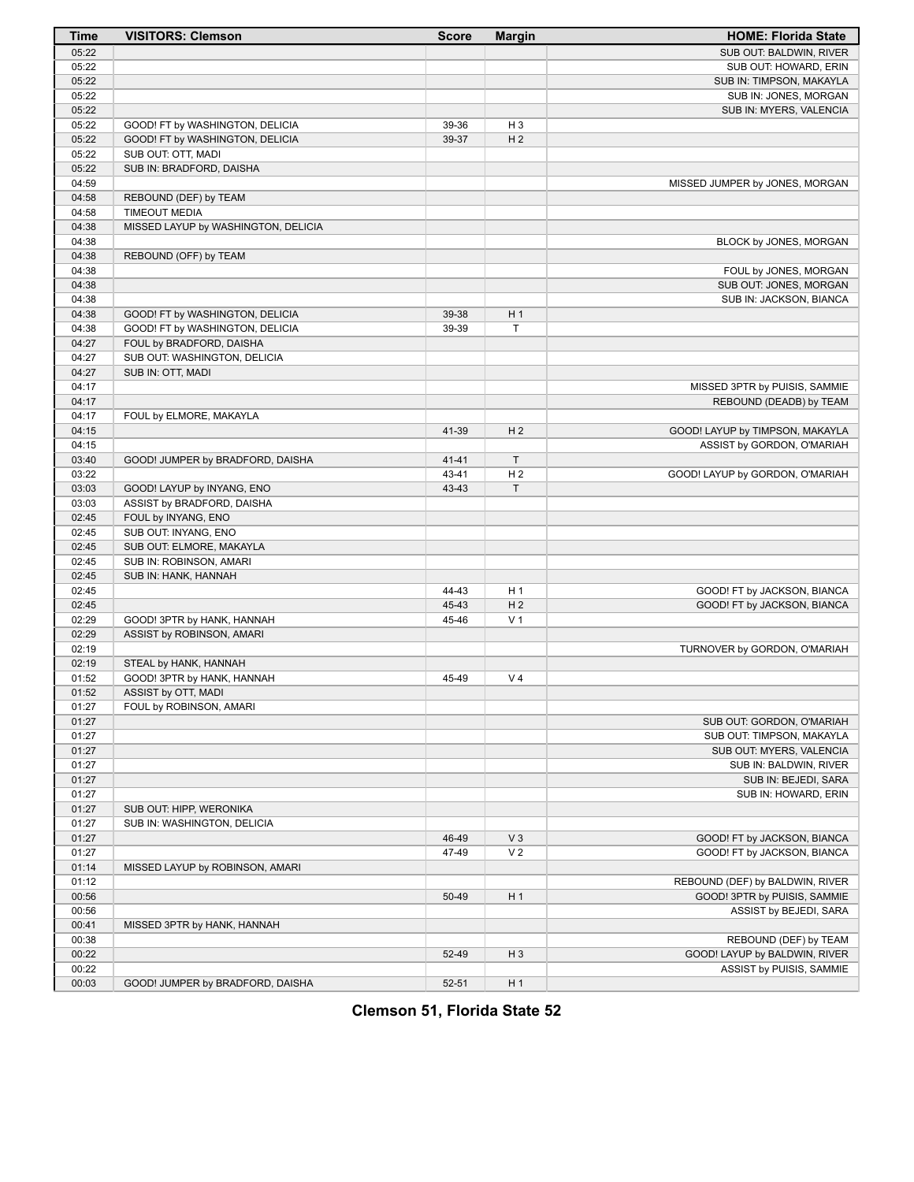| Time | VISITORS: Clemson | Score | Margin | HOME: Florida State |
|---|---|---|---|---|
| 05:22 | | | | SUB OUT: BALDWIN, RIVER |
| 05:22 | | | | SUB OUT: HOWARD, ERIN |
| 05:22 | | | | SUB IN: TIMPSON, MAKAYLA |
| 05:22 | | | | SUB IN: JONES, MORGAN |
| 05:22 | | | | SUB IN: MYERS, VALENCIA |
| 05:22 | GOOD! FT by WASHINGTON, DELICIA | 39-36 | H 3 | |
| 05:22 | GOOD! FT by WASHINGTON, DELICIA | 39-37 | H 2 | |
| 05:22 | SUB OUT: OTT, MADI | | | |
| 05:22 | SUB IN: BRADFORD, DAISHA | | | |
| 04:59 | | | | MISSED JUMPER by JONES, MORGAN |
| 04:58 | REBOUND (DEF) by TEAM | | | |
| 04:58 | TIMEOUT MEDIA | | | |
| 04:38 | MISSED LAYUP by WASHINGTON, DELICIA | | | |
| 04:38 | | | | BLOCK by JONES, MORGAN |
| 04:38 | REBOUND (OFF) by TEAM | | | |
| 04:38 | | | | FOUL by JONES, MORGAN |
| 04:38 | | | | SUB OUT: JONES, MORGAN |
| 04:38 | | | | SUB IN: JACKSON, BIANCA |
| 04:38 | GOOD! FT by WASHINGTON, DELICIA | 39-38 | H 1 | |
| 04:38 | GOOD! FT by WASHINGTON, DELICIA | 39-39 | T | |
| 04:27 | FOUL by BRADFORD, DAISHA | | | |
| 04:27 | SUB OUT: WASHINGTON, DELICIA | | | |
| 04:27 | SUB IN: OTT, MADI | | | |
| 04:17 | | | | MISSED 3PTR by PUISIS, SAMMIE |
| 04:17 | | | | REBOUND (DEADB) by TEAM |
| 04:17 | FOUL by ELMORE, MAKAYLA | | | |
| 04:15 | | 41-39 | H 2 | GOOD! LAYUP by TIMPSON, MAKAYLA |
| 04:15 | | | | ASSIST by GORDON, O'MARIAH |
| 03:40 | GOOD! JUMPER by BRADFORD, DAISHA | 41-41 | T | |
| 03:22 | | 43-41 | H 2 | GOOD! LAYUP by GORDON, O'MARIAH |
| 03:03 | GOOD! LAYUP by INYANG, ENO | 43-43 | T | |
| 03:03 | ASSIST by BRADFORD, DAISHA | | | |
| 02:45 | FOUL by INYANG, ENO | | | |
| 02:45 | SUB OUT: INYANG, ENO | | | |
| 02:45 | SUB OUT: ELMORE, MAKAYLA | | | |
| 02:45 | SUB IN: ROBINSON, AMARI | | | |
| 02:45 | SUB IN: HANK, HANNAH | | | |
| 02:45 | | 44-43 | H 1 | GOOD! FT by JACKSON, BIANCA |
| 02:45 | | 45-43 | H 2 | GOOD! FT by JACKSON, BIANCA |
| 02:29 | GOOD! 3PTR by HANK, HANNAH | 45-46 | V 1 | |
| 02:29 | ASSIST by ROBINSON, AMARI | | | |
| 02:19 | | | | TURNOVER by GORDON, O'MARIAH |
| 02:19 | STEAL by HANK, HANNAH | | | |
| 01:52 | GOOD! 3PTR by HANK, HANNAH | 45-49 | V 4 | |
| 01:52 | ASSIST by OTT, MADI | | | |
| 01:27 | FOUL by ROBINSON, AMARI | | | |
| 01:27 | | | | SUB OUT: GORDON, O'MARIAH |
| 01:27 | | | | SUB OUT: TIMPSON, MAKAYLA |
| 01:27 | | | | SUB OUT: MYERS, VALENCIA |
| 01:27 | | | | SUB IN: BALDWIN, RIVER |
| 01:27 | | | | SUB IN: BEJEDI, SARA |
| 01:27 | | | | SUB IN: HOWARD, ERIN |
| 01:27 | SUB OUT: HIPP, WERONIKA | | | |
| 01:27 | SUB IN: WASHINGTON, DELICIA | | | |
| 01:27 | | 46-49 | V 3 | GOOD! FT by JACKSON, BIANCA |
| 01:27 | | 47-49 | V 2 | GOOD! FT by JACKSON, BIANCA |
| 01:14 | MISSED LAYUP by ROBINSON, AMARI | | | |
| 01:12 | | | | REBOUND (DEF) by BALDWIN, RIVER |
| 00:56 | | 50-49 | H 1 | GOOD! 3PTR by PUISIS, SAMMIE |
| 00:56 | | | | ASSIST by BEJEDI, SARA |
| 00:41 | MISSED 3PTR by HANK, HANNAH | | | |
| 00:38 | | | | REBOUND (DEF) by TEAM |
| 00:22 | | 52-49 | H 3 | GOOD! LAYUP by BALDWIN, RIVER |
| 00:22 | | | | ASSIST by PUISIS, SAMMIE |
| 00:03 | GOOD! JUMPER by BRADFORD, DAISHA | 52-51 | H 1 | |

**Clemson 51, Florida State 52**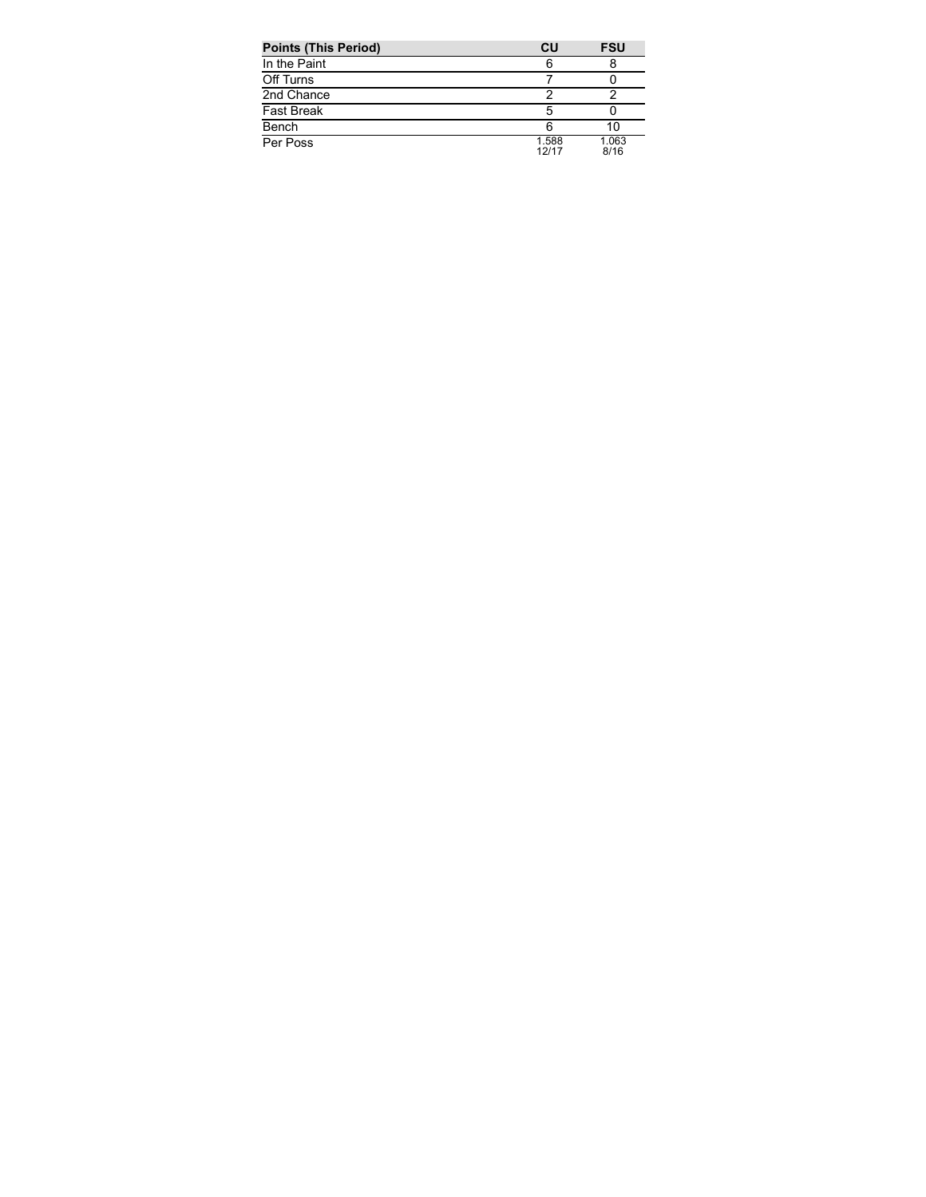| Points (This Period) | CU | FSU |
| --- | --- | --- |
| In the Paint | 6 | 8 |
| Off Turns | 7 | 0 |
| 2nd Chance | 2 | 2 |
| Fast Break | 5 | 0 |
| Bench | 6 | 10 |
| Per Poss | 1.588 12/17 | 1.063 8/16 |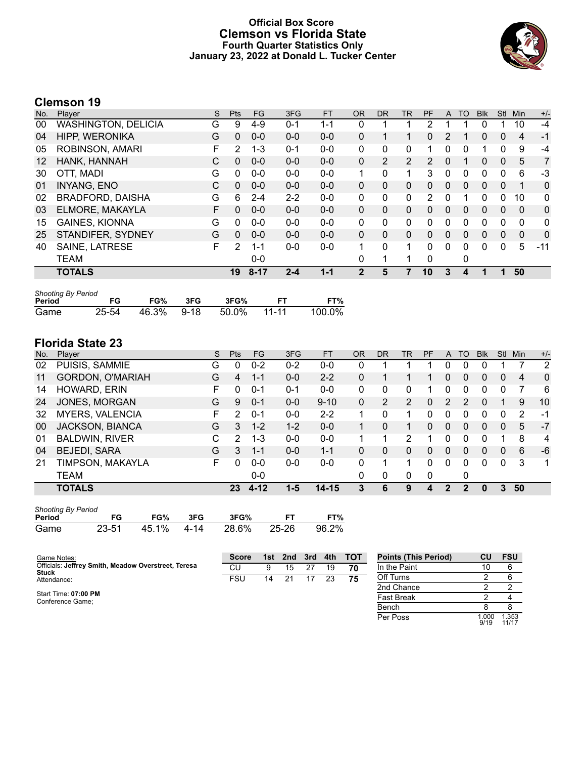# Official Box Score
## Clemson vs Florida State
### Fourth Quarter Statistics Only
### January 23, 2022 at Donald L. Tucker Center

## Clemson 19

| No. | Player | S | Pts | FG | 3FG | FT | OR | DR | TR | PF | A | TO | Blk | Stl | Min | +/- |
|---|---|---|---|---|---|---|---|---|---|---|---|---|---|---|---|---|
| 00 | WASHINGTON, DELICIA | G | 9 | 4-9 | 0-1 | 1-1 | 0 | 1 | 1 | 2 | 1 | 1 | 0 | 1 | 10 | -4 |
| 04 | HIPP, WERONIKA | G | 0 | 0-0 | 0-0 | 0-0 | 0 | 1 | 1 | 0 | 2 | 1 | 0 | 0 | 4 | -1 |
| 05 | ROBINSON, AMARI | F | 2 | 1-3 | 0-1 | 0-0 | 0 | 0 | 0 | 1 | 0 | 0 | 1 | 0 | 9 | -4 |
| 12 | HANK, HANNAH | C | 0 | 0-0 | 0-0 | 0-0 | 0 | 2 | 2 | 2 | 0 | 1 | 0 | 0 | 5 | 7 |
| 30 | OTT, MADI | G | 0 | 0-0 | 0-0 | 0-0 | 1 | 0 | 1 | 3 | 0 | 0 | 0 | 0 | 6 | -3 |
| 01 | INYANG, ENO | C | 0 | 0-0 | 0-0 | 0-0 | 0 | 0 | 0 | 0 | 0 | 0 | 0 | 0 | 1 | 0 |
| 02 | BRADFORD, DAISHA | G | 6 | 2-4 | 2-2 | 0-0 | 0 | 0 | 0 | 2 | 0 | 1 | 0 | 0 | 10 | 0 |
| 03 | ELMORE, MAKAYLA | F | 0 | 0-0 | 0-0 | 0-0 | 0 | 0 | 0 | 0 | 0 | 0 | 0 | 0 | 0 | 0 |
| 15 | GAINES, KIONNA | G | 0 | 0-0 | 0-0 | 0-0 | 0 | 0 | 0 | 0 | 0 | 0 | 0 | 0 | 0 | 0 |
| 25 | STANDIFER, SYDNEY | G | 0 | 0-0 | 0-0 | 0-0 | 0 | 0 | 0 | 0 | 0 | 0 | 0 | 0 | 0 | 0 |
| 40 | SAINE, LATRESE | F | 2 | 1-1 | 0-0 | 0-0 | 1 | 0 | 1 | 0 | 0 | 0 | 0 | 0 | 5 | -11 |
| | TEAM | | | 0-0 | | | 0 | 1 | 1 | 0 | | 0 | | | | |
| | **TOTALS** | | **19** | **8-17** | **2-4** | **1-1** | **2** | **5** | **7** | **10** | **3** | **4** | **1** | **1** | **50** | |

*Shooting By Period*

| Period | FG | FG% | 3FG | 3FG% | FT | FT% |
|---|---|---|---|---|---|---|
| Game | 25-54 | 46.3% | 9-18 | 50.0% | 11-11 | 100.0% |

## Florida State 23

| No. | Player | S | Pts | FG | 3FG | FT | OR | DR | TR | PF | A | TO | Blk | Stl | Min | +/- |
|---|---|---|---|---|---|---|---|---|---|---|---|---|---|---|---|---|
| 02 | PUISIS, SAMMIE | G | 0 | 0-2 | 0-2 | 0-0 | 0 | 1 | 1 | 1 | 0 | 0 | 0 | 1 | 7 | 2 |
| 11 | GORDON, O'MARIAH | G | 4 | 1-1 | 0-0 | 2-2 | 0 | 1 | 1 | 1 | 0 | 0 | 0 | 0 | 4 | 0 |
| 14 | HOWARD, ERIN | F | 0 | 0-1 | 0-1 | 0-0 | 0 | 0 | 0 | 1 | 0 | 0 | 0 | 0 | 7 | 6 |
| 24 | JONES, MORGAN | G | 9 | 0-1 | 0-0 | 9-10 | 0 | 2 | 2 | 0 | 2 | 2 | 0 | 1 | 9 | 10 |
| 32 | MYERS, VALENCIA | F | 2 | 0-1 | 0-0 | 2-2 | 1 | 0 | 1 | 0 | 0 | 0 | 0 | 0 | 2 | -1 |
| 00 | JACKSON, BIANCA | G | 3 | 1-2 | 1-2 | 0-0 | 1 | 0 | 1 | 0 | 0 | 0 | 0 | 0 | 5 | -7 |
| 01 | BALDWIN, RIVER | C | 2 | 1-3 | 0-0 | 0-0 | 1 | 1 | 2 | 1 | 0 | 0 | 0 | 1 | 8 | 4 |
| 04 | BEJEDI, SARA | G | 3 | 1-1 | 0-0 | 1-1 | 0 | 0 | 0 | 0 | 0 | 0 | 0 | 0 | 6 | -6 |
| 21 | TIMPSON, MAKAYLA | F | 0 | 0-0 | 0-0 | 0-0 | 0 | 1 | 1 | 0 | 0 | 0 | 0 | 0 | 3 | 1 |
| | TEAM | | | 0-0 | | | 0 | 0 | 0 | 0 | | 0 | | | | |
| | **TOTALS** | | **23** | **4-12** | **1-5** | **14-15** | **3** | **6** | **9** | **4** | **2** | **2** | **0** | **3** | **50** | |

*Shooting By Period*

| Period | FG | FG% | 3FG | 3FG% | FT | FT% |
|---|---|---|---|---|---|---|
| Game | 23-51 | 45.1% | 4-14 | 28.6% | 25-26 | 96.2% |

Game Notes:
Officials: **Jeffrey Smith, Meadow Overstreet, Teresa Stuck**
Attendance:

Start Time: **07:00 PM**
Conference Game;

| Score | 1st | 2nd | 3rd | 4th | TOT |
|---|---|---|---|---|---|
| CU | 9 | 15 | 27 | 19 | **70** |
| FSU | 14 | 21 | 17 | 23 | **75** |

| Points (This Period) | CU | FSU |
|---|---|---|
| In the Paint | 10 | 6 |
| Off Turns | 2 | 6 |
| 2nd Chance | 2 | 2 |
| Fast Break | 2 | 4 |
| Bench | 8 | 8 |
| Per Poss | 1.000 9/19 | 1.353 11/17 |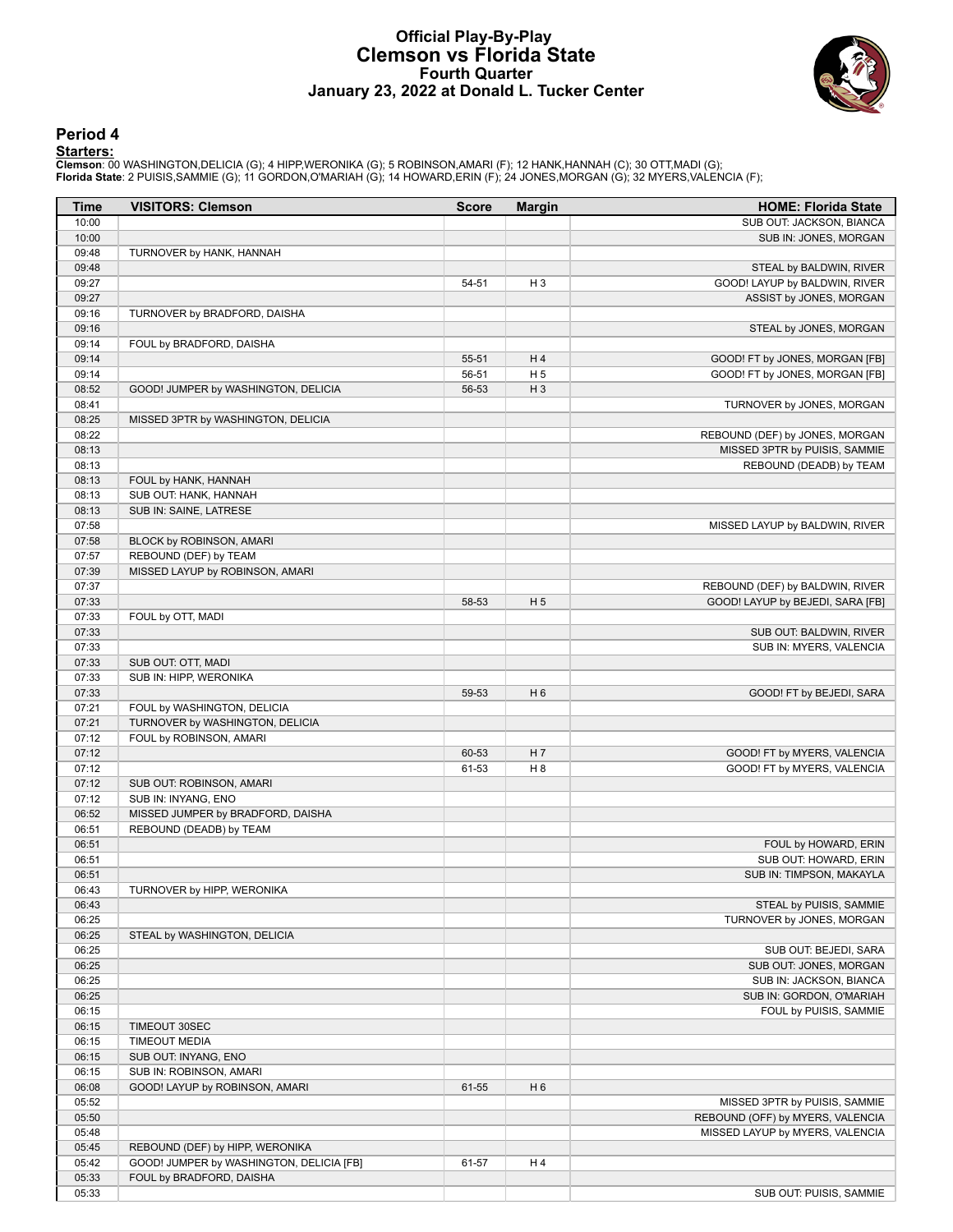# Official Play-By-Play
## Clemson vs Florida State
### Fourth Quarter
### January 23, 2022 at Donald L. Tucker Center

## Period 4

**Starters:**

**Clemson**: 00 WASHINGTON,DELICIA (G); 4 HIPP,WERONIKA (G); 5 ROBINSON,AMARI (F); 12 HANK,HANNAH (C); 30 OTT,MADI (G);
**Florida State**: 2 PUISIS,SAMMIE (G); 11 GORDON,O'MARIAH (G); 14 HOWARD,ERIN (F); 24 JONES,MORGAN (G); 32 MYERS,VALENCIA (F);

| Time | VISITORS: Clemson | Score | Margin | HOME: Florida State |
|---|---|---|---|---|
| 10:00 | | | | SUB OUT: JACKSON, BIANCA |
| 10:00 | | | | SUB IN: JONES, MORGAN |
| 09:48 | TURNOVER by HANK, HANNAH | | | |
| 09:48 | | | | STEAL by BALDWIN, RIVER |
| 09:27 | | 54-51 | H 3 | GOOD! LAYUP by BALDWIN, RIVER |
| 09:27 | | | | ASSIST by JONES, MORGAN |
| 09:16 | TURNOVER by BRADFORD, DAISHA | | | |
| 09:16 | | | | STEAL by JONES, MORGAN |
| 09:14 | FOUL by BRADFORD, DAISHA | | | |
| 09:14 | | 55-51 | H 4 | GOOD! FT by JONES, MORGAN [FB] |
| 09:14 | | 56-51 | H 5 | GOOD! FT by JONES, MORGAN [FB] |
| 08:52 | GOOD! JUMPER by WASHINGTON, DELICIA | 56-53 | H 3 | |
| 08:41 | | | | TURNOVER by JONES, MORGAN |
| 08:25 | MISSED 3PTR by WASHINGTON, DELICIA | | | |
| 08:22 | | | | REBOUND (DEF) by JONES, MORGAN |
| 08:13 | | | | MISSED 3PTR by PUISIS, SAMMIE |
| 08:13 | | | | REBOUND (DEADB) by TEAM |
| 08:13 | FOUL by HANK, HANNAH | | | |
| 08:13 | SUB OUT: HANK, HANNAH | | | |
| 08:13 | SUB IN: SAINE, LATRESE | | | |
| 07:58 | | | | MISSED LAYUP by BALDWIN, RIVER |
| 07:58 | BLOCK by ROBINSON, AMARI | | | |
| 07:57 | REBOUND (DEF) by TEAM | | | |
| 07:39 | MISSED LAYUP by ROBINSON, AMARI | | | |
| 07:37 | | | | REBOUND (DEF) by BALDWIN, RIVER |
| 07:33 | | 58-53 | H 5 | GOOD! LAYUP by BEJEDI, SARA [FB] |
| 07:33 | FOUL by OTT, MADI | | | |
| 07:33 | | | | SUB OUT: BALDWIN, RIVER |
| 07:33 | | | | SUB IN: MYERS, VALENCIA |
| 07:33 | SUB OUT: OTT, MADI | | | |
| 07:33 | SUB IN: HIPP, WERONIKA | | | |
| 07:33 | | 59-53 | H 6 | GOOD! FT by BEJEDI, SARA |
| 07:21 | FOUL by WASHINGTON, DELICIA | | | |
| 07:21 | TURNOVER by WASHINGTON, DELICIA | | | |
| 07:12 | FOUL by ROBINSON, AMARI | | | |
| 07:12 | | 60-53 | H 7 | GOOD! FT by MYERS, VALENCIA |
| 07:12 | | 61-53 | H 8 | GOOD! FT by MYERS, VALENCIA |
| 07:12 | SUB OUT: ROBINSON, AMARI | | | |
| 07:12 | SUB IN: INYANG, ENO | | | |
| 06:52 | MISSED JUMPER by BRADFORD, DAISHA | | | |
| 06:51 | REBOUND (DEADB) by TEAM | | | |
| 06:51 | | | | FOUL by HOWARD, ERIN |
| 06:51 | | | | SUB OUT: HOWARD, ERIN |
| 06:51 | | | | SUB IN: TIMPSON, MAKAYLA |
| 06:43 | TURNOVER by HIPP, WERONIKA | | | |
| 06:43 | | | | STEAL by PUISIS, SAMMIE |
| 06:25 | | | | TURNOVER by JONES, MORGAN |
| 06:25 | STEAL by WASHINGTON, DELICIA | | | |
| 06:25 | | | | SUB OUT: BEJEDI, SARA |
| 06:25 | | | | SUB OUT: JONES, MORGAN |
| 06:25 | | | | SUB IN: JACKSON, BIANCA |
| 06:25 | | | | SUB IN: GORDON, O'MARIAH |
| 06:15 | | | | FOUL by PUISIS, SAMMIE |
| 06:15 | TIMEOUT 30SEC | | | |
| 06:15 | TIMEOUT MEDIA | | | |
| 06:15 | SUB OUT: INYANG, ENO | | | |
| 06:15 | SUB IN: ROBINSON, AMARI | | | |
| 06:08 | GOOD! LAYUP by ROBINSON, AMARI | 61-55 | H 6 | |
| 05:52 | | | | MISSED 3PTR by PUISIS, SAMMIE |
| 05:50 | | | | REBOUND (OFF) by MYERS, VALENCIA |
| 05:48 | | | | MISSED LAYUP by MYERS, VALENCIA |
| 05:45 | REBOUND (DEF) by HIPP, WERONIKA | | | |
| 05:42 | GOOD! JUMPER by WASHINGTON, DELICIA [FB] | 61-57 | H 4 | |
| 05:33 | FOUL by BRADFORD, DAISHA | | | |
| 05:33 | | | | SUB OUT: PUISIS, SAMMIE |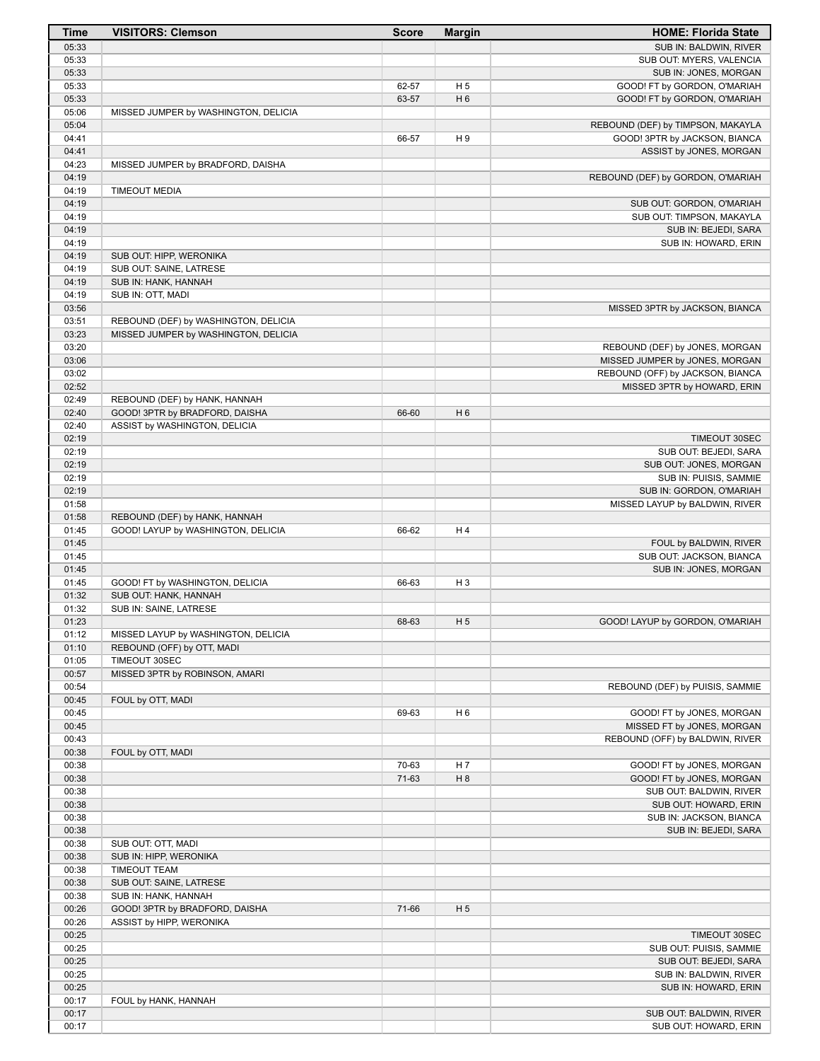| Time | VISITORS: Clemson | Score | Margin | HOME: Florida State |
| --- | --- | --- | --- | --- |
| 05:33 | | | | SUB IN: BALDWIN, RIVER |
| 05:33 | | | | SUB OUT: MYERS, VALENCIA |
| 05:33 | | | | SUB IN: JONES, MORGAN |
| 05:33 | | 62-57 | H 5 | GOOD! FT by GORDON, O'MARIAH |
| 05:33 | | 63-57 | H 6 | GOOD! FT by GORDON, O'MARIAH |
| 05:06 | MISSED JUMPER by WASHINGTON, DELICIA | | | |
| 05:04 | | | | REBOUND (DEF) by TIMPSON, MAKAYLA |
| 04:41 | | 66-57 | H 9 | GOOD! 3PTR by JACKSON, BIANCA |
| 04:41 | | | | ASSIST by JONES, MORGAN |
| 04:23 | MISSED JUMPER by BRADFORD, DAISHA | | | |
| 04:19 | | | | REBOUND (DEF) by GORDON, O'MARIAH |
| 04:19 | TIMEOUT MEDIA | | | |
| 04:19 | | | | SUB OUT: GORDON, O'MARIAH |
| 04:19 | | | | SUB OUT: TIMPSON, MAKAYLA |
| 04:19 | | | | SUB IN: BEJEDI, SARA |
| 04:19 | | | | SUB IN: HOWARD, ERIN |
| 04:19 | SUB OUT: HIPP, WERONIKA | | | |
| 04:19 | SUB OUT: SAINE, LATRESE | | | |
| 04:19 | SUB IN: HANK, HANNAH | | | |
| 04:19 | SUB IN: OTT, MADI | | | |
| 03:56 | | | | MISSED 3PTR by JACKSON, BIANCA |
| 03:51 | REBOUND (DEF) by WASHINGTON, DELICIA | | | |
| 03:23 | MISSED JUMPER by WASHINGTON, DELICIA | | | |
| 03:20 | | | | REBOUND (DEF) by JONES, MORGAN |
| 03:06 | | | | MISSED JUMPER by JONES, MORGAN |
| 03:02 | | | | REBOUND (OFF) by JACKSON, BIANCA |
| 02:52 | | | | MISSED 3PTR by HOWARD, ERIN |
| 02:49 | REBOUND (DEF) by HANK, HANNAH | | | |
| 02:40 | GOOD! 3PTR by BRADFORD, DAISHA | 66-60 | H 6 | |
| 02:40 | ASSIST by WASHINGTON, DELICIA | | | |
| 02:19 | | | | TIMEOUT 30SEC |
| 02:19 | | | | SUB OUT: BEJEDI, SARA |
| 02:19 | | | | SUB OUT: JONES, MORGAN |
| 02:19 | | | | SUB IN: PUISIS, SAMMIE |
| 02:19 | | | | SUB IN: GORDON, O'MARIAH |
| 01:58 | | | | MISSED LAYUP by BALDWIN, RIVER |
| 01:58 | REBOUND (DEF) by HANK, HANNAH | | | |
| 01:45 | GOOD! LAYUP by WASHINGTON, DELICIA | 66-62 | H 4 | |
| 01:45 | | | | FOUL by BALDWIN, RIVER |
| 01:45 | | | | SUB OUT: JACKSON, BIANCA |
| 01:45 | | | | SUB IN: JONES, MORGAN |
| 01:45 | GOOD! FT by WASHINGTON, DELICIA | 66-63 | H 3 | |
| 01:32 | SUB OUT: HANK, HANNAH | | | |
| 01:32 | SUB IN: SAINE, LATRESE | | | |
| 01:23 | | 68-63 | H 5 | GOOD! LAYUP by GORDON, O'MARIAH |
| 01:12 | MISSED LAYUP by WASHINGTON, DELICIA | | | |
| 01:10 | REBOUND (OFF) by OTT, MADI | | | |
| 01:05 | TIMEOUT 30SEC | | | |
| 00:57 | MISSED 3PTR by ROBINSON, AMARI | | | |
| 00:54 | | | | REBOUND (DEF) by PUISIS, SAMMIE |
| 00:45 | FOUL by OTT, MADI | | | |
| 00:45 | | 69-63 | H 6 | GOOD! FT by JONES, MORGAN |
| 00:45 | | | | MISSED FT by JONES, MORGAN |
| 00:43 | | | | REBOUND (OFF) by BALDWIN, RIVER |
| 00:38 | FOUL by OTT, MADI | | | |
| 00:38 | | 70-63 | H 7 | GOOD! FT by JONES, MORGAN |
| 00:38 | | 71-63 | H 8 | GOOD! FT by JONES, MORGAN |
| 00:38 | | | | SUB OUT: BALDWIN, RIVER |
| 00:38 | | | | SUB OUT: HOWARD, ERIN |
| 00:38 | | | | SUB IN: JACKSON, BIANCA |
| 00:38 | | | | SUB IN: BEJEDI, SARA |
| 00:38 | SUB OUT: OTT, MADI | | | |
| 00:38 | SUB IN: HIPP, WERONIKA | | | |
| 00:38 | TIMEOUT TEAM | | | |
| 00:38 | SUB OUT: SAINE, LATRESE | | | |
| 00:38 | SUB IN: HANK, HANNAH | | | |
| 00:26 | GOOD! 3PTR by BRADFORD, DAISHA | 71-66 | H 5 | |
| 00:26 | ASSIST by HIPP, WERONIKA | | | |
| 00:25 | | | | TIMEOUT 30SEC |
| 00:25 | | | | SUB OUT: PUISIS, SAMMIE |
| 00:25 | | | | SUB OUT: BEJEDI, SARA |
| 00:25 | | | | SUB IN: BALDWIN, RIVER |
| 00:25 | | | | SUB IN: HOWARD, ERIN |
| 00:17 | FOUL by HANK, HANNAH | | | |
| 00:17 | | | | SUB OUT: BALDWIN, RIVER |
| 00:17 | | | | SUB OUT: HOWARD, ERIN |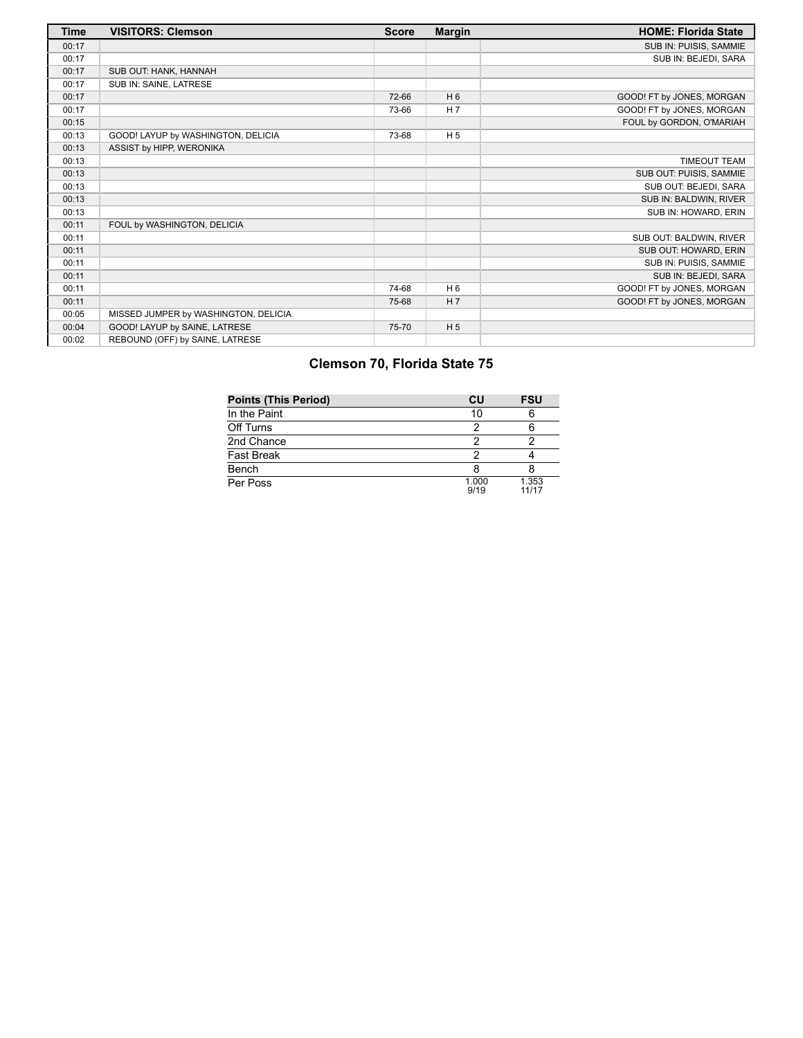| Time | VISITORS: Clemson | Score | Margin | HOME: Florida State |
| --- | --- | --- | --- | --- |
| 00:17 | | | | SUB IN: PUISIS, SAMMIE |
| 00:17 | | | | SUB IN: BEJEDI, SARA |
| 00:17 | SUB OUT: HANK, HANNAH | | | |
| 00:17 | SUB IN: SAINE, LATRESE | | | |
| 00:17 | | 72-66 | H 6 | GOOD! FT by JONES, MORGAN |
| 00:17 | | 73-66 | H 7 | GOOD! FT by JONES, MORGAN |
| 00:15 | | | | FOUL by GORDON, O'MARIAH |
| 00:13 | GOOD! LAYUP by WASHINGTON, DELICIA | 73-68 | H 5 | |
| 00:13 | ASSIST by HIPP, WERONIKA | | | |
| 00:13 | | | | TIMEOUT TEAM |
| 00:13 | | | | SUB OUT: PUISIS, SAMMIE |
| 00:13 | | | | SUB OUT: BEJEDI, SARA |
| 00:13 | | | | SUB IN: BALDWIN, RIVER |
| 00:13 | | | | SUB IN: HOWARD, ERIN |
| 00:11 | FOUL by WASHINGTON, DELICIA | | | |
| 00:11 | | | | SUB OUT: BALDWIN, RIVER |
| 00:11 | | | | SUB OUT: HOWARD, ERIN |
| 00:11 | | | | SUB IN: PUISIS, SAMMIE |
| 00:11 | | | | SUB IN: BEJEDI, SARA |
| 00:11 | | 74-68 | H 6 | GOOD! FT by JONES, MORGAN |
| 00:11 | | 75-68 | H 7 | GOOD! FT by JONES, MORGAN |
| 00:05 | MISSED JUMPER by WASHINGTON, DELICIA | | | |
| 00:04 | GOOD! LAYUP by SAINE, LATRESE | 75-70 | H 5 | |
| 00:02 | REBOUND (OFF) by SAINE, LATRESE | | | |

## Clemson 70, Florida State 75

| Points (This Period) | CU | FSU |
| --- | --- | --- |
| In the Paint | 10 | 6 |
| Off Turns | 2 | 6 |
| 2nd Chance | 2 | 2 |
| Fast Break | 2 | 4 |
| Bench | 8 | 8 |
| Per Poss | 1.000 9/19 | 1.353 11/17 |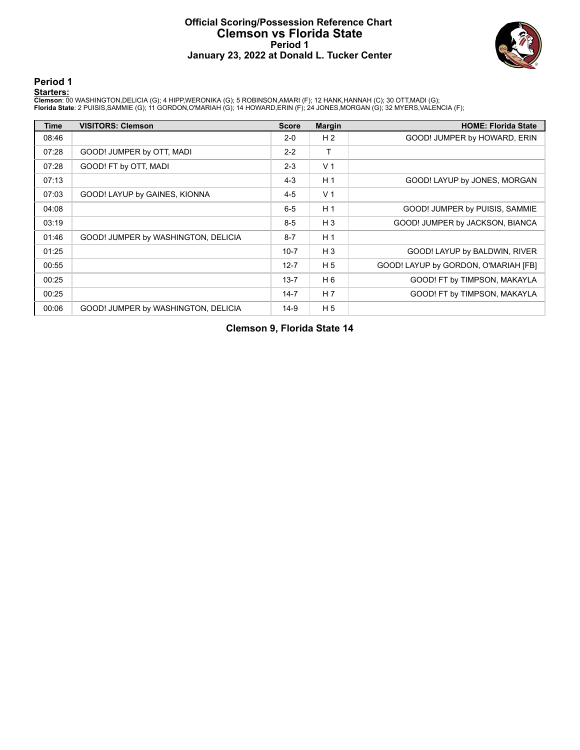# Official Scoring/Possession Reference Chart
## Clemson vs Florida State
### Period 1
### January 23, 2022 at Donald L. Tucker Center

## Period 1

**Starters:**

**Clemson**: 00 WASHINGTON,DELICIA (G); 4 HIPP,WERONIKA (G); 5 ROBINSON,AMARI (F); 12 HANK,HANNAH (C); 30 OTT,MADI (G);
**Florida State**: 2 PUISIS,SAMMIE (G); 11 GORDON,O'MARIAH (G); 14 HOWARD,ERIN (F); 24 JONES,MORGAN (G); 32 MYERS,VALENCIA (F);

| Time | VISITORS: Clemson | Score | Margin | HOME: Florida State |
|---|---|---|---|---|
| 08:46 | | 2-0 | H 2 | GOOD! JUMPER by HOWARD, ERIN |
| 07:28 | GOOD! JUMPER by OTT, MADI | 2-2 | T | |
| 07:28 | GOOD! FT by OTT, MADI | 2-3 | V 1 | |
| 07:13 | | 4-3 | H 1 | GOOD! LAYUP by JONES, MORGAN |
| 07:03 | GOOD! LAYUP by GAINES, KIONNA | 4-5 | V 1 | |
| 04:08 | | 6-5 | H 1 | GOOD! JUMPER by PUISIS, SAMMIE |
| 03:19 | | 8-5 | H 3 | GOOD! JUMPER by JACKSON, BIANCA |
| 01:46 | GOOD! JUMPER by WASHINGTON, DELICIA | 8-7 | H 1 | |
| 01:25 | | 10-7 | H 3 | GOOD! LAYUP by BALDWIN, RIVER |
| 00:55 | | 12-7 | H 5 | GOOD! LAYUP by GORDON, O'MARIAH [FB] |
| 00:25 | | 13-7 | H 6 | GOOD! FT by TIMPSON, MAKAYLA |
| 00:25 | | 14-7 | H 7 | GOOD! FT by TIMPSON, MAKAYLA |
| 00:06 | GOOD! JUMPER by WASHINGTON, DELICIA | 14-9 | H 5 | |

**Clemson 9, Florida State 14**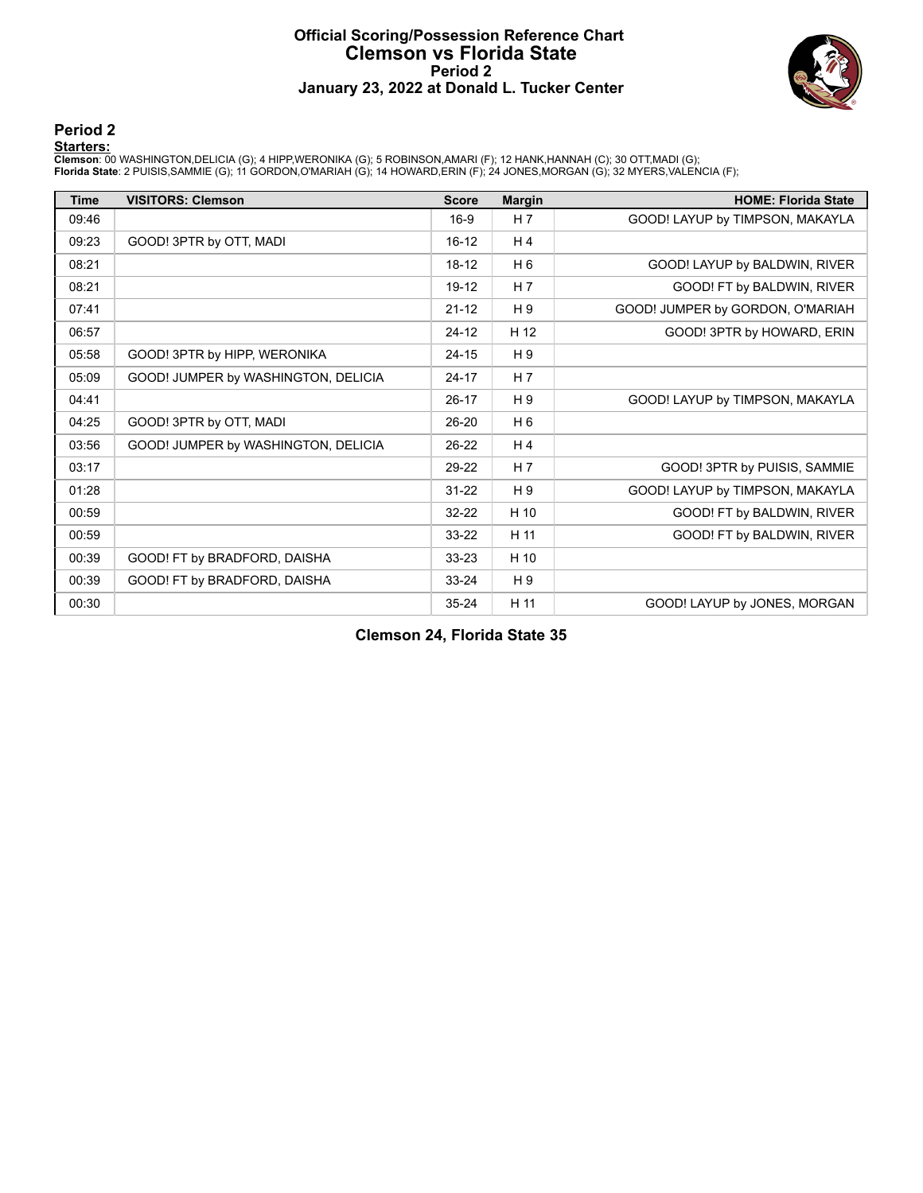# Official Scoring/Possession Reference Chart
## Clemson vs Florida State
### Period 2
### January 23, 2022 at Donald L. Tucker Center

## Period 2

**Starters:**

**Clemson**: 00 WASHINGTON,DELICIA (G); 4 HIPP,WERONIKA (G); 5 ROBINSON,AMARI (F); 12 HANK,HANNAH (C); 30 OTT,MADI (G);
**Florida State**: 2 PUISIS,SAMMIE (G); 11 GORDON,O'MARIAH (G); 14 HOWARD,ERIN (F); 24 JONES,MORGAN (G); 32 MYERS,VALENCIA (F);

| Time | VISITORS: Clemson | Score | Margin | HOME: Florida State |
|---|---|---|---|---|
| 09:46 | | 16-9 | H 7 | GOOD! LAYUP by TIMPSON, MAKAYLA |
| 09:23 | GOOD! 3PTR by OTT, MADI | 16-12 | H 4 | |
| 08:21 | | 18-12 | H 6 | GOOD! LAYUP by BALDWIN, RIVER |
| 08:21 | | 19-12 | H 7 | GOOD! FT by BALDWIN, RIVER |
| 07:41 | | 21-12 | H 9 | GOOD! JUMPER by GORDON, O'MARIAH |
| 06:57 | | 24-12 | H 12 | GOOD! 3PTR by HOWARD, ERIN |
| 05:58 | GOOD! 3PTR by HIPP, WERONIKA | 24-15 | H 9 | |
| 05:09 | GOOD! JUMPER by WASHINGTON, DELICIA | 24-17 | H 7 | |
| 04:41 | | 26-17 | H 9 | GOOD! LAYUP by TIMPSON, MAKAYLA |
| 04:25 | GOOD! 3PTR by OTT, MADI | 26-20 | H 6 | |
| 03:56 | GOOD! JUMPER by WASHINGTON, DELICIA | 26-22 | H 4 | |
| 03:17 | | 29-22 | H 7 | GOOD! 3PTR by PUISIS, SAMMIE |
| 01:28 | | 31-22 | H 9 | GOOD! LAYUP by TIMPSON, MAKAYLA |
| 00:59 | | 32-22 | H 10 | GOOD! FT by BALDWIN, RIVER |
| 00:59 | | 33-22 | H 11 | GOOD! FT by BALDWIN, RIVER |
| 00:39 | GOOD! FT by BRADFORD, DAISHA | 33-23 | H 10 | |
| 00:39 | GOOD! FT by BRADFORD, DAISHA | 33-24 | H 9 | |
| 00:30 | | 35-24 | H 11 | GOOD! LAYUP by JONES, MORGAN |

**Clemson 24, Florida State 35**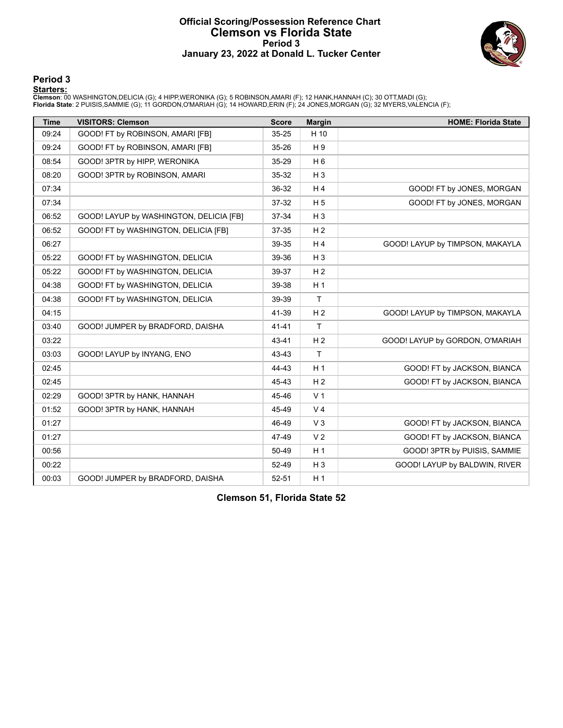# Official Scoring/Possession Reference Chart
# Clemson vs Florida State
## Period 3
### January 23, 2022 at Donald L. Tucker Center

## Period 3

**Starters:**

**Clemson**: 00 WASHINGTON,DELICIA (G); 4 HIPP,WERONIKA (G); 5 ROBINSON,AMARI (F); 12 HANK,HANNAH (C); 30 OTT,MADI (G);
**Florida State**: 2 PUISIS,SAMMIE (G); 11 GORDON,O'MARIAH (G); 14 HOWARD,ERIN (F); 24 JONES,MORGAN (G); 32 MYERS,VALENCIA (F);

| Time | VISITORS: Clemson | Score | Margin | HOME: Florida State |
|---|---|---|---|---|
| 09:24 | GOOD! FT by ROBINSON, AMARI [FB] | 35-25 | H 10 | |
| 09:24 | GOOD! FT by ROBINSON, AMARI [FB] | 35-26 | H 9 | |
| 08:54 | GOOD! 3PTR by HIPP, WERONIKA | 35-29 | H 6 | |
| 08:20 | GOOD! 3PTR by ROBINSON, AMARI | 35-32 | H 3 | |
| 07:34 | | 36-32 | H 4 | GOOD! FT by JONES, MORGAN |
| 07:34 | | 37-32 | H 5 | GOOD! FT by JONES, MORGAN |
| 06:52 | GOOD! LAYUP by WASHINGTON, DELICIA [FB] | 37-34 | H 3 | |
| 06:52 | GOOD! FT by WASHINGTON, DELICIA [FB] | 37-35 | H 2 | |
| 06:27 | | 39-35 | H 4 | GOOD! LAYUP by TIMPSON, MAKAYLA |
| 05:22 | GOOD! FT by WASHINGTON, DELICIA | 39-36 | H 3 | |
| 05:22 | GOOD! FT by WASHINGTON, DELICIA | 39-37 | H 2 | |
| 04:38 | GOOD! FT by WASHINGTON, DELICIA | 39-38 | H 1 | |
| 04:38 | GOOD! FT by WASHINGTON, DELICIA | 39-39 | T | |
| 04:15 | | 41-39 | H 2 | GOOD! LAYUP by TIMPSON, MAKAYLA |
| 03:40 | GOOD! JUMPER by BRADFORD, DAISHA | 41-41 | T | |
| 03:22 | | 43-41 | H 2 | GOOD! LAYUP by GORDON, O'MARIAH |
| 03:03 | GOOD! LAYUP by INYANG, ENO | 43-43 | T | |
| 02:45 | | 44-43 | H 1 | GOOD! FT by JACKSON, BIANCA |
| 02:45 | | 45-43 | H 2 | GOOD! FT by JACKSON, BIANCA |
| 02:29 | GOOD! 3PTR by HANK, HANNAH | 45-46 | V 1 | |
| 01:52 | GOOD! 3PTR by HANK, HANNAH | 45-49 | V 4 | |
| 01:27 | | 46-49 | V 3 | GOOD! FT by JACKSON, BIANCA |
| 01:27 | | 47-49 | V 2 | GOOD! FT by JACKSON, BIANCA |
| 00:56 | | 50-49 | H 1 | GOOD! 3PTR by PUISIS, SAMMIE |
| 00:22 | | 52-49 | H 3 | GOOD! LAYUP by BALDWIN, RIVER |
| 00:03 | GOOD! JUMPER by BRADFORD, DAISHA | 52-51 | H 1 | |

**Clemson 51, Florida State 52**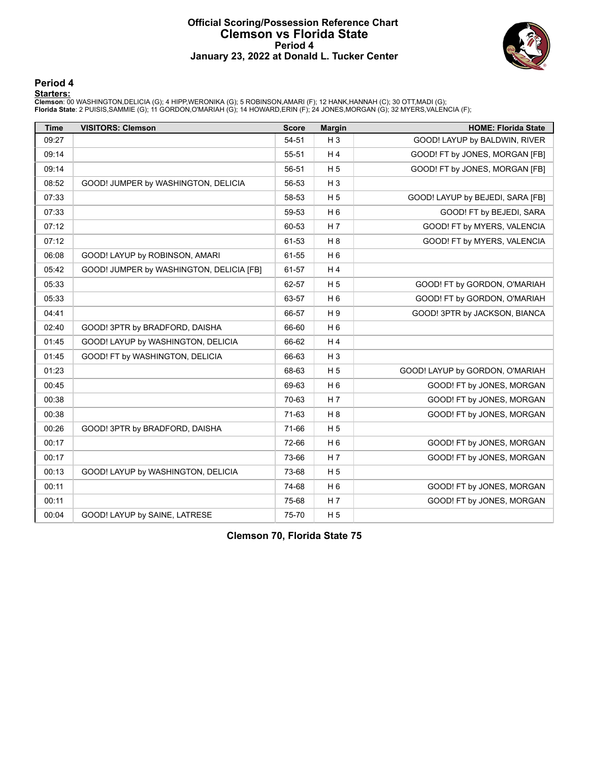# Official Scoring/Possession Reference Chart
## Clemson vs Florida State
### Period 4
### January 23, 2022 at Donald L. Tucker Center

## Period 4

**Starters:**

**Clemson**: 00 WASHINGTON,DELICIA (G); 4 HIPP,WERONIKA (G); 5 ROBINSON,AMARI (F); 12 HANK,HANNAH (C); 30 OTT,MADI (G);
**Florida State**: 2 PUISIS,SAMMIE (G); 11 GORDON,O'MARIAH (G); 14 HOWARD,ERIN (F); 24 JONES,MORGAN (G); 32 MYERS,VALENCIA (F);

| Time | VISITORS: Clemson | Score | Margin | HOME: Florida State |
|---|---|---|---|---|
| 09:27 | | 54-51 | H 3 | GOOD! LAYUP by BALDWIN, RIVER |
| 09:14 | | 55-51 | H 4 | GOOD! FT by JONES, MORGAN [FB] |
| 09:14 | | 56-51 | H 5 | GOOD! FT by JONES, MORGAN [FB] |
| 08:52 | GOOD! JUMPER by WASHINGTON, DELICIA | 56-53 | H 3 | |
| 07:33 | | 58-53 | H 5 | GOOD! LAYUP by BEJEDI, SARA [FB] |
| 07:33 | | 59-53 | H 6 | GOOD! FT by BEJEDI, SARA |
| 07:12 | | 60-53 | H 7 | GOOD! FT by MYERS, VALENCIA |
| 07:12 | | 61-53 | H 8 | GOOD! FT by MYERS, VALENCIA |
| 06:08 | GOOD! LAYUP by ROBINSON, AMARI | 61-55 | H 6 | |
| 05:42 | GOOD! JUMPER by WASHINGTON, DELICIA [FB] | 61-57 | H 4 | |
| 05:33 | | 62-57 | H 5 | GOOD! FT by GORDON, O'MARIAH |
| 05:33 | | 63-57 | H 6 | GOOD! FT by GORDON, O'MARIAH |
| 04:41 | | 66-57 | H 9 | GOOD! 3PTR by JACKSON, BIANCA |
| 02:40 | GOOD! 3PTR by BRADFORD, DAISHA | 66-60 | H 6 | |
| 01:45 | GOOD! LAYUP by WASHINGTON, DELICIA | 66-62 | H 4 | |
| 01:45 | GOOD! FT by WASHINGTON, DELICIA | 66-63 | H 3 | |
| 01:23 | | 68-63 | H 5 | GOOD! LAYUP by GORDON, O'MARIAH |
| 00:45 | | 69-63 | H 6 | GOOD! FT by JONES, MORGAN |
| 00:38 | | 70-63 | H 7 | GOOD! FT by JONES, MORGAN |
| 00:38 | | 71-63 | H 8 | GOOD! FT by JONES, MORGAN |
| 00:26 | GOOD! 3PTR by BRADFORD, DAISHA | 71-66 | H 5 | |
| 00:17 | | 72-66 | H 6 | GOOD! FT by JONES, MORGAN |
| 00:17 | | 73-66 | H 7 | GOOD! FT by JONES, MORGAN |
| 00:13 | GOOD! LAYUP by WASHINGTON, DELICIA | 73-68 | H 5 | |
| 00:11 | | 74-68 | H 6 | GOOD! FT by JONES, MORGAN |
| 00:11 | | 75-68 | H 7 | GOOD! FT by JONES, MORGAN |
| 00:04 | GOOD! LAYUP by SAINE, LATRESE | 75-70 | H 5 | |

**Clemson 70, Florida State 75**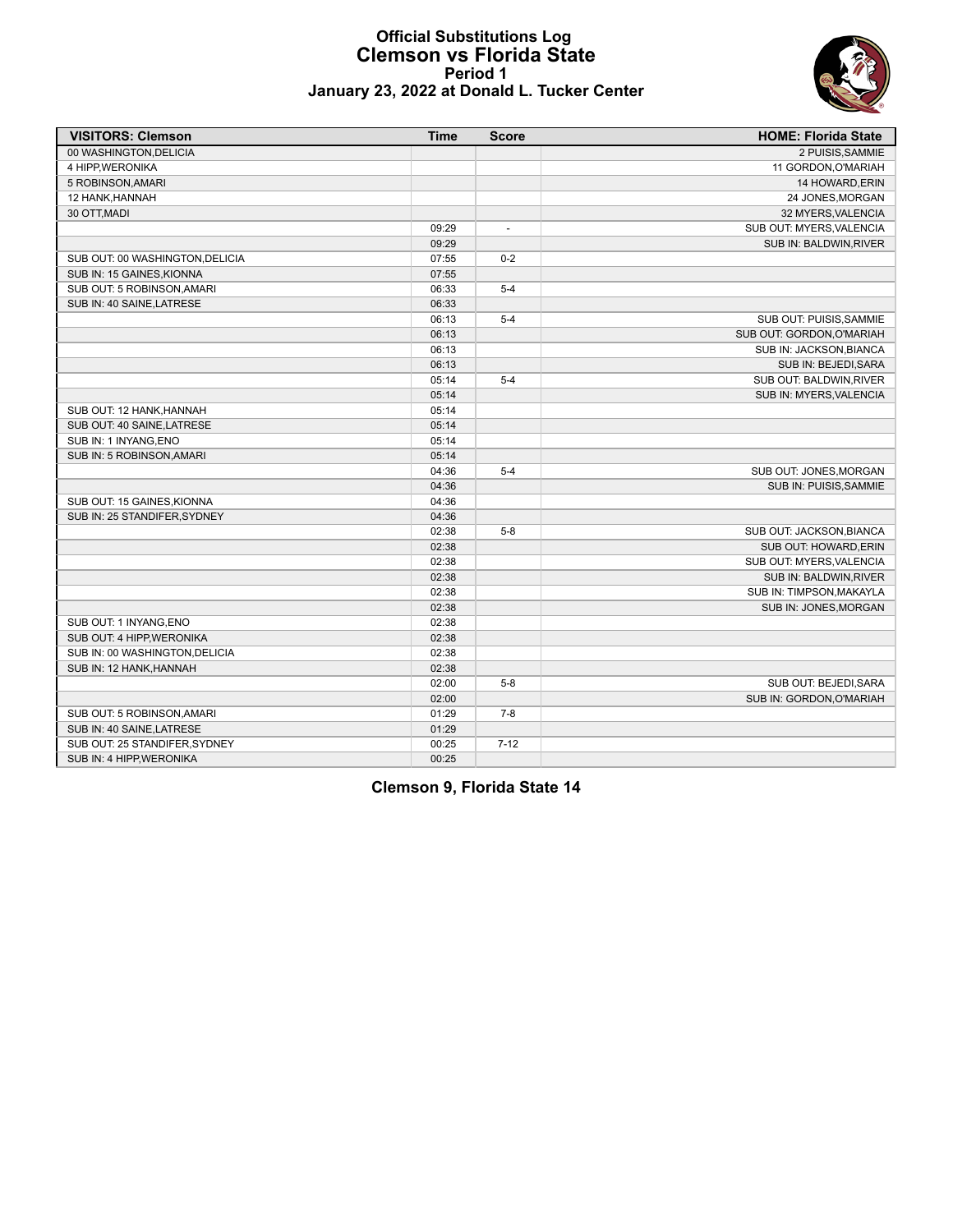# Official Substitutions Log
## Clemson vs Florida State
### Period 1
### January 23, 2022 at Donald L. Tucker Center

| VISITORS: Clemson | Time | Score | HOME: Florida State |
|---|---|---|---|
| 00 WASHINGTON,DELICIA | | | 2 PUISIS,SAMMIE |
| 4 HIPP,WERONIKA | | | 11 GORDON,O'MARIAH |
| 5 ROBINSON,AMARI | | | 14 HOWARD,ERIN |
| 12 HANK,HANNAH | | | 24 JONES,MORGAN |
| 30 OTT,MADI | | | 32 MYERS,VALENCIA |
| | 09:29 | - | SUB OUT: MYERS,VALENCIA |
| | 09:29 | | SUB IN: BALDWIN,RIVER |
| SUB OUT: 00 WASHINGTON,DELICIA | 07:55 | 0-2 | |
| SUB IN: 15 GAINES,KIONNA | 07:55 | | |
| SUB OUT: 5 ROBINSON,AMARI | 06:33 | 5-4 | |
| SUB IN: 40 SAINE,LATRESE | 06:33 | | |
| | 06:13 | 5-4 | SUB OUT: PUISIS,SAMMIE |
| | 06:13 | | SUB OUT: GORDON,O'MARIAH |
| | 06:13 | | SUB IN: JACKSON,BIANCA |
| | 06:13 | | SUB IN: BEJEDI,SARA |
| | 05:14 | 5-4 | SUB OUT: BALDWIN,RIVER |
| | 05:14 | | SUB IN: MYERS,VALENCIA |
| SUB OUT: 12 HANK,HANNAH | 05:14 | | |
| SUB OUT: 40 SAINE,LATRESE | 05:14 | | |
| SUB IN: 1 INYANG,ENO | 05:14 | | |
| SUB IN: 5 ROBINSON,AMARI | 05:14 | | |
| | 04:36 | 5-4 | SUB OUT: JONES,MORGAN |
| | 04:36 | | SUB IN: PUISIS,SAMMIE |
| SUB OUT: 15 GAINES,KIONNA | 04:36 | | |
| SUB IN: 25 STANDIFER,SYDNEY | 04:36 | | |
| | 02:38 | 5-8 | SUB OUT: JACKSON,BIANCA |
| | 02:38 | | SUB OUT: HOWARD,ERIN |
| | 02:38 | | SUB OUT: MYERS,VALENCIA |
| | 02:38 | | SUB IN: BALDWIN,RIVER |
| | 02:38 | | SUB IN: TIMPSON,MAKAYLA |
| | 02:38 | | SUB IN: JONES,MORGAN |
| SUB OUT: 1 INYANG,ENO | 02:38 | | |
| SUB OUT: 4 HIPP,WERONIKA | 02:38 | | |
| SUB IN: 00 WASHINGTON,DELICIA | 02:38 | | |
| SUB IN: 12 HANK,HANNAH | 02:38 | | |
| | 02:00 | 5-8 | SUB OUT: BEJEDI,SARA |
| | 02:00 | | SUB IN: GORDON,O'MARIAH |
| SUB OUT: 5 ROBINSON,AMARI | 01:29 | 7-8 | |
| SUB IN: 40 SAINE,LATRESE | 01:29 | | |
| SUB OUT: 25 STANDIFER,SYDNEY | 00:25 | 7-12 | |
| SUB IN: 4 HIPP,WERONIKA | 00:25 | | |

**Clemson 9, Florida State 14**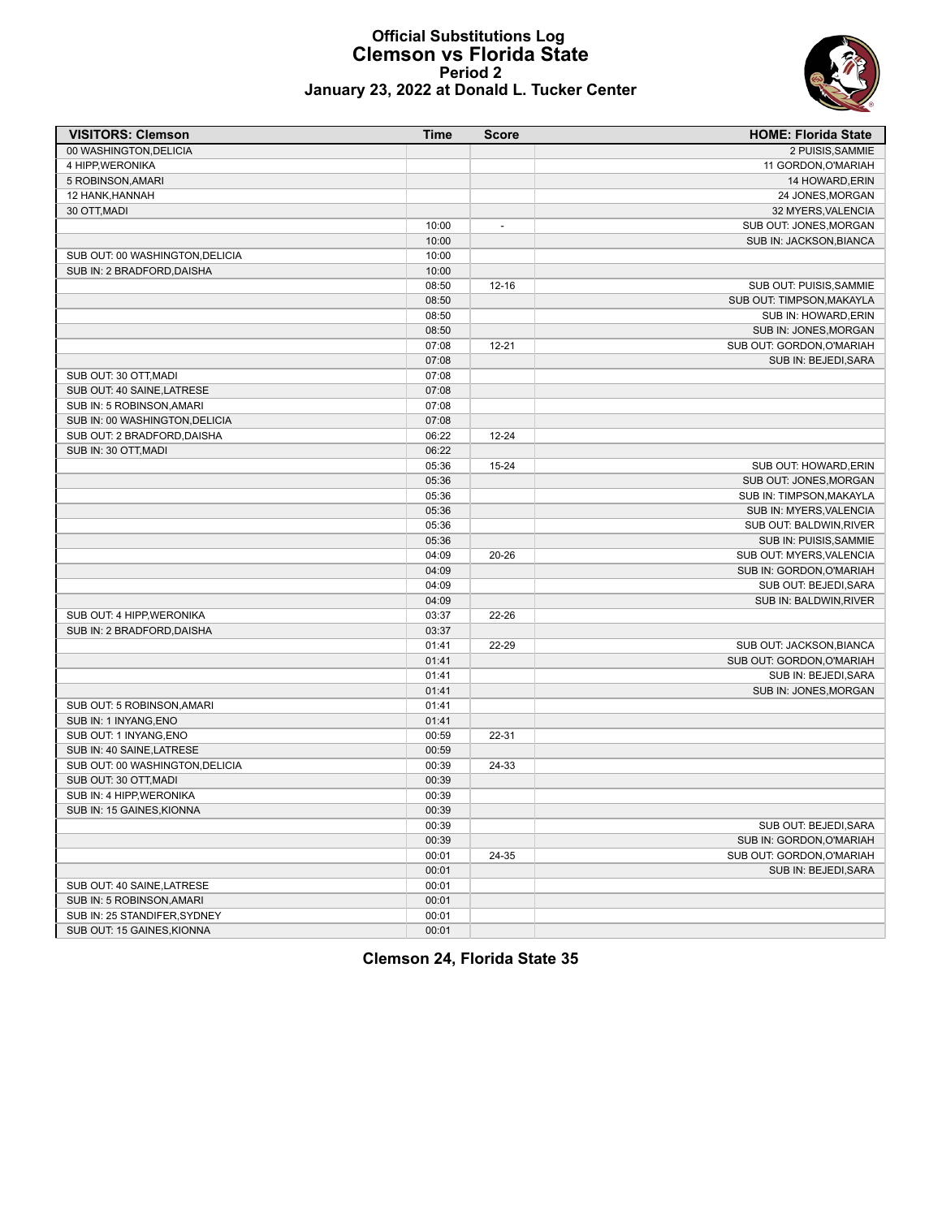# Official Substitutions Log
## Clemson vs Florida State
### Period 2
### January 23, 2022 at Donald L. Tucker Center

| VISITORS: Clemson | Time | Score | HOME: Florida State |
|---|---|---|---|
| 00 WASHINGTON,DELICIA | | | 2 PUISIS,SAMMIE |
| 4 HIPP,WERONIKA | | | 11 GORDON,O'MARIAH |
| 5 ROBINSON,AMARI | | | 14 HOWARD,ERIN |
| 12 HANK,HANNAH | | | 24 JONES,MORGAN |
| 30 OTT,MADI | | | 32 MYERS,VALENCIA |
| | 10:00 | - | SUB OUT: JONES,MORGAN |
| | 10:00 | | SUB IN: JACKSON,BIANCA |
| SUB OUT: 00 WASHINGTON,DELICIA | 10:00 | | |
| SUB IN: 2 BRADFORD,DAISHA | 10:00 | | |
| | 08:50 | 12-16 | SUB OUT: PUISIS,SAMMIE |
| | 08:50 | | SUB OUT: TIMPSON,MAKAYLA |
| | 08:50 | | SUB IN: HOWARD,ERIN |
| | 08:50 | | SUB IN: JONES,MORGAN |
| | 07:08 | 12-21 | SUB OUT: GORDON,O'MARIAH |
| | 07:08 | | SUB IN: BEJEDI,SARA |
| SUB OUT: 30 OTT,MADI | 07:08 | | |
| SUB OUT: 40 SAINE,LATRESE | 07:08 | | |
| SUB IN: 5 ROBINSON,AMARI | 07:08 | | |
| SUB IN: 00 WASHINGTON,DELICIA | 07:08 | | |
| SUB OUT: 2 BRADFORD,DAISHA | 06:22 | 12-24 | |
| SUB IN: 30 OTT,MADI | 06:22 | | |
| | 05:36 | 15-24 | SUB OUT: HOWARD,ERIN |
| | 05:36 | | SUB OUT: JONES,MORGAN |
| | 05:36 | | SUB IN: TIMPSON,MAKAYLA |
| | 05:36 | | SUB IN: MYERS,VALENCIA |
| | 05:36 | | SUB OUT: BALDWIN,RIVER |
| | 05:36 | | SUB IN: PUISIS,SAMMIE |
| | 04:09 | 20-26 | SUB OUT: MYERS,VALENCIA |
| | 04:09 | | SUB IN: GORDON,O'MARIAH |
| | 04:09 | | SUB OUT: BEJEDI,SARA |
| | 04:09 | | SUB IN: BALDWIN,RIVER |
| SUB OUT: 4 HIPP,WERONIKA | 03:37 | 22-26 | |
| SUB IN: 2 BRADFORD,DAISHA | 03:37 | | |
| | 01:41 | 22-29 | SUB OUT: JACKSON,BIANCA |
| | 01:41 | | SUB OUT: GORDON,O'MARIAH |
| | 01:41 | | SUB IN: BEJEDI,SARA |
| | 01:41 | | SUB IN: JONES,MORGAN |
| SUB OUT: 5 ROBINSON,AMARI | 01:41 | | |
| SUB IN: 1 INYANG,ENO | 01:41 | | |
| SUB OUT: 1 INYANG,ENO | 00:59 | 22-31 | |
| SUB IN: 40 SAINE,LATRESE | 00:59 | | |
| SUB OUT: 00 WASHINGTON,DELICIA | 00:39 | 24-33 | |
| SUB OUT: 30 OTT,MADI | 00:39 | | |
| SUB IN: 4 HIPP,WERONIKA | 00:39 | | |
| SUB IN: 15 GAINES,KIONNA | 00:39 | | |
| | 00:39 | | SUB OUT: BEJEDI,SARA |
| | 00:39 | | SUB IN: GORDON,O'MARIAH |
| | 00:01 | 24-35 | SUB OUT: GORDON,O'MARIAH |
| | 00:01 | | SUB IN: BEJEDI,SARA |
| SUB OUT: 40 SAINE,LATRESE | 00:01 | | |
| SUB IN: 5 ROBINSON,AMARI | 00:01 | | |
| SUB IN: 25 STANDIFER,SYDNEY | 00:01 | | |
| SUB OUT: 15 GAINES,KIONNA | 00:01 | | |

**Clemson 24, Florida State 35**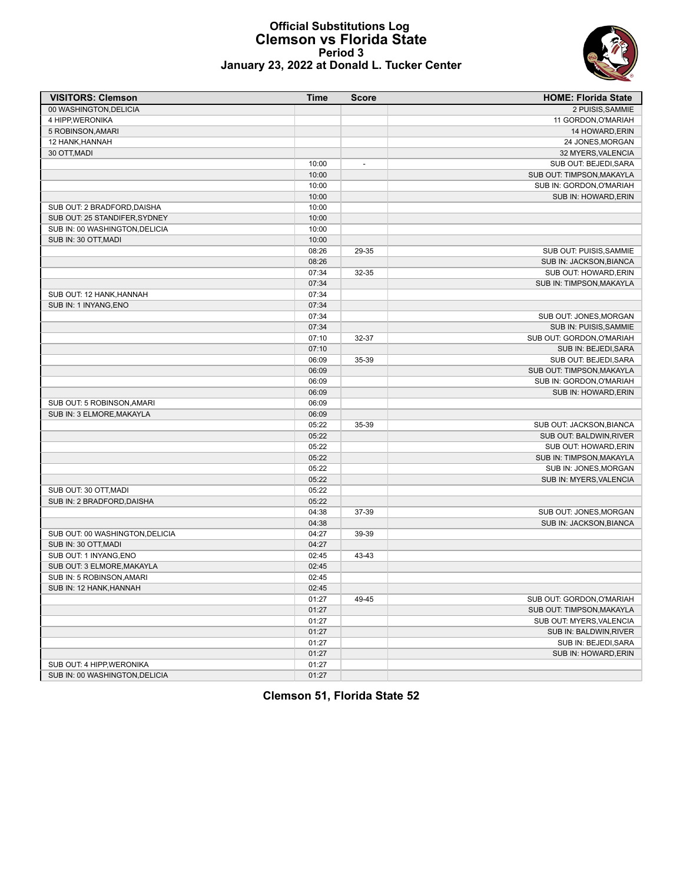# Official Substitutions Log
## Clemson vs Florida State
### Period 3
### January 23, 2022 at Donald L. Tucker Center

| VISITORS: Clemson | Time | Score | HOME: Florida State |
|---|---|---|---|
| 00 WASHINGTON,DELICIA | | | 2 PUISIS,SAMMIE |
| 4 HIPP,WERONIKA | | | 11 GORDON,O'MARIAH |
| 5 ROBINSON,AMARI | | | 14 HOWARD,ERIN |
| 12 HANK,HANNAH | | | 24 JONES,MORGAN |
| 30 OTT,MADI | | | 32 MYERS,VALENCIA |
| | 10:00 | - | SUB OUT: BEJEDI,SARA |
| | 10:00 | | SUB OUT: TIMPSON,MAKAYLA |
| | 10:00 | | SUB IN: GORDON,O'MARIAH |
| | 10:00 | | SUB IN: HOWARD,ERIN |
| SUB OUT: 2 BRADFORD,DAISHA | 10:00 | | |
| SUB OUT: 25 STANDIFER,SYDNEY | 10:00 | | |
| SUB IN: 00 WASHINGTON,DELICIA | 10:00 | | |
| SUB IN: 30 OTT,MADI | 10:00 | | |
| | 08:26 | 29-35 | SUB OUT: PUISIS,SAMMIE |
| | 08:26 | | SUB IN: JACKSON,BIANCA |
| | 07:34 | 32-35 | SUB OUT: HOWARD,ERIN |
| | 07:34 | | SUB IN: TIMPSON,MAKAYLA |
| SUB OUT: 12 HANK,HANNAH | 07:34 | | |
| SUB IN: 1 INYANG,ENO | 07:34 | | |
| | 07:34 | | SUB OUT: JONES,MORGAN |
| | 07:34 | | SUB IN: PUISIS,SAMMIE |
| | 07:10 | 32-37 | SUB OUT: GORDON,O'MARIAH |
| | 07:10 | | SUB IN: BEJEDI,SARA |
| | 06:09 | 35-39 | SUB OUT: BEJEDI,SARA |
| | 06:09 | | SUB OUT: TIMPSON,MAKAYLA |
| | 06:09 | | SUB IN: GORDON,O'MARIAH |
| | 06:09 | | SUB IN: HOWARD,ERIN |
| SUB OUT: 5 ROBINSON,AMARI | 06:09 | | |
| SUB IN: 3 ELMORE,MAKAYLA | 06:09 | | |
| | 05:22 | 35-39 | SUB OUT: JACKSON,BIANCA |
| | 05:22 | | SUB OUT: BALDWIN,RIVER |
| | 05:22 | | SUB OUT: HOWARD,ERIN |
| | 05:22 | | SUB IN: TIMPSON,MAKAYLA |
| | 05:22 | | SUB IN: JONES,MORGAN |
| | 05:22 | | SUB IN: MYERS,VALENCIA |
| SUB OUT: 30 OTT,MADI | 05:22 | | |
| SUB IN: 2 BRADFORD,DAISHA | 05:22 | | |
| | 04:38 | 37-39 | SUB OUT: JONES,MORGAN |
| | 04:38 | | SUB IN: JACKSON,BIANCA |
| SUB OUT: 00 WASHINGTON,DELICIA | 04:27 | 39-39 | |
| SUB IN: 30 OTT,MADI | 04:27 | | |
| SUB OUT: 1 INYANG,ENO | 02:45 | 43-43 | |
| SUB OUT: 3 ELMORE,MAKAYLA | 02:45 | | |
| SUB IN: 5 ROBINSON,AMARI | 02:45 | | |
| SUB IN: 12 HANK,HANNAH | 02:45 | | |
| | 01:27 | 49-45 | SUB OUT: GORDON,O'MARIAH |
| | 01:27 | | SUB OUT: TIMPSON,MAKAYLA |
| | 01:27 | | SUB OUT: MYERS,VALENCIA |
| | 01:27 | | SUB IN: BALDWIN,RIVER |
| | 01:27 | | SUB IN: BEJEDI,SARA |
| | 01:27 | | SUB IN: HOWARD,ERIN |
| SUB OUT: 4 HIPP,WERONIKA | 01:27 | | |
| SUB IN: 00 WASHINGTON,DELICIA | 01:27 | | |

**Clemson 51, Florida State 52**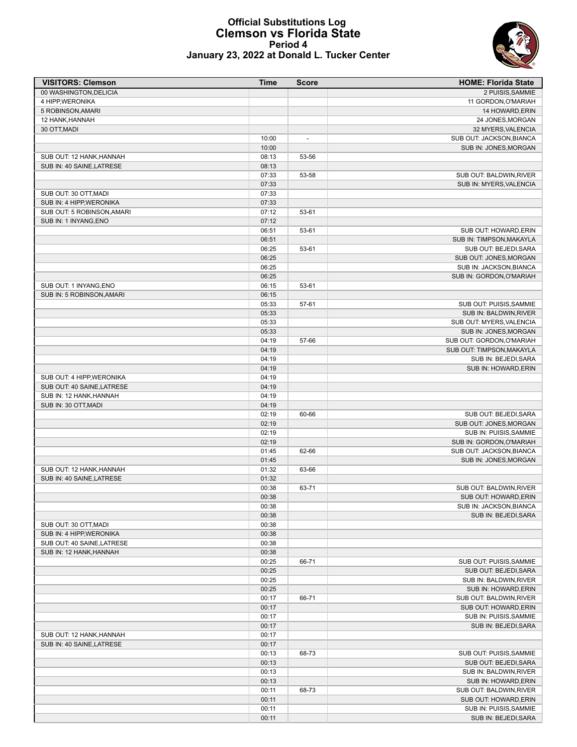# Official Substitutions Log
## Clemson vs Florida State
### Period 4
### January 23, 2022 at Donald L. Tucker Center

| VISITORS: Clemson | Time | Score | HOME: Florida State |
|---|---|---|---|
| 00 WASHINGTON,DELICIA | | | 2 PUISIS,SAMMIE |
| 4 HIPP,WERONIKA | | | 11 GORDON,O'MARIAH |
| 5 ROBINSON,AMARI | | | 14 HOWARD,ERIN |
| 12 HANK,HANNAH | | | 24 JONES,MORGAN |
| 30 OTT,MADI | | | 32 MYERS,VALENCIA |
| | 10:00 | - | SUB OUT: JACKSON,BIANCA |
| | 10:00 | | SUB IN: JONES,MORGAN |
| SUB OUT: 12 HANK,HANNAH | 08:13 | 53-56 | |
| SUB IN: 40 SAINE,LATRESE | 08:13 | | |
| | 07:33 | 53-58 | SUB OUT: BALDWIN,RIVER |
| | 07:33 | | SUB IN: MYERS,VALENCIA |
| SUB OUT: 30 OTT,MADI | 07:33 | | |
| SUB IN: 4 HIPP,WERONIKA | 07:33 | | |
| SUB OUT: 5 ROBINSON,AMARI | 07:12 | 53-61 | |
| SUB IN: 1 INYANG,ENO | 07:12 | | |
| | 06:51 | 53-61 | SUB OUT: HOWARD,ERIN |
| | 06:51 | | SUB IN: TIMPSON,MAKAYLA |
| | 06:25 | 53-61 | SUB OUT: BEJEDI,SARA |
| | 06:25 | | SUB OUT: JONES,MORGAN |
| | 06:25 | | SUB IN: JACKSON,BIANCA |
| | 06:25 | | SUB IN: GORDON,O'MARIAH |
| SUB OUT: 1 INYANG,ENO | 06:15 | 53-61 | |
| SUB IN: 5 ROBINSON,AMARI | 06:15 | | |
| | 05:33 | 57-61 | SUB OUT: PUISIS,SAMMIE |
| | 05:33 | | SUB IN: BALDWIN,RIVER |
| | 05:33 | | SUB OUT: MYERS,VALENCIA |
| | 05:33 | | SUB IN: JONES,MORGAN |
| | 04:19 | 57-66 | SUB OUT: GORDON,O'MARIAH |
| | 04:19 | | SUB OUT: TIMPSON,MAKAYLA |
| | 04:19 | | SUB IN: BEJEDI,SARA |
| | 04:19 | | SUB IN: HOWARD,ERIN |
| SUB OUT: 4 HIPP,WERONIKA | 04:19 | | |
| SUB OUT: 40 SAINE,LATRESE | 04:19 | | |
| SUB IN: 12 HANK,HANNAH | 04:19 | | |
| SUB IN: 30 OTT,MADI | 04:19 | | |
| | 02:19 | 60-66 | SUB OUT: BEJEDI,SARA |
| | 02:19 | | SUB OUT: JONES,MORGAN |
| | 02:19 | | SUB IN: PUISIS,SAMMIE |
| | 02:19 | | SUB IN: GORDON,O'MARIAH |
| | 01:45 | 62-66 | SUB OUT: JACKSON,BIANCA |
| | 01:45 | | SUB IN: JONES,MORGAN |
| SUB OUT: 12 HANK,HANNAH | 01:32 | 63-66 | |
| SUB IN: 40 SAINE,LATRESE | 01:32 | | |
| | 00:38 | 63-71 | SUB OUT: BALDWIN,RIVER |
| | 00:38 | | SUB OUT: HOWARD,ERIN |
| | 00:38 | | SUB IN: JACKSON,BIANCA |
| | 00:38 | | SUB IN: BEJEDI,SARA |
| SUB OUT: 30 OTT,MADI | 00:38 | | |
| SUB IN: 4 HIPP,WERONIKA | 00:38 | | |
| SUB OUT: 40 SAINE,LATRESE | 00:38 | | |
| SUB IN: 12 HANK,HANNAH | 00:38 | | |
| | 00:25 | 66-71 | SUB OUT: PUISIS,SAMMIE |
| | 00:25 | | SUB OUT: BEJEDI,SARA |
| | 00:25 | | SUB IN: BALDWIN,RIVER |
| | 00:25 | | SUB IN: HOWARD,ERIN |
| | 00:17 | 66-71 | SUB OUT: BALDWIN,RIVER |
| | 00:17 | | SUB OUT: HOWARD,ERIN |
| | 00:17 | | SUB IN: PUISIS,SAMMIE |
| | 00:17 | | SUB IN: BEJEDI,SARA |
| SUB OUT: 12 HANK,HANNAH | 00:17 | | |
| SUB IN: 40 SAINE,LATRESE | 00:17 | | |
| | 00:13 | 68-73 | SUB OUT: PUISIS,SAMMIE |
| | 00:13 | | SUB OUT: BEJEDI,SARA |
| | 00:13 | | SUB IN: BALDWIN,RIVER |
| | 00:13 | | SUB IN: HOWARD,ERIN |
| | 00:11 | 68-73 | SUB OUT: BALDWIN,RIVER |
| | 00:11 | | SUB OUT: HOWARD,ERIN |
| | 00:11 | | SUB IN: PUISIS,SAMMIE |
| | 00:11 | | SUB IN: BEJEDI,SARA |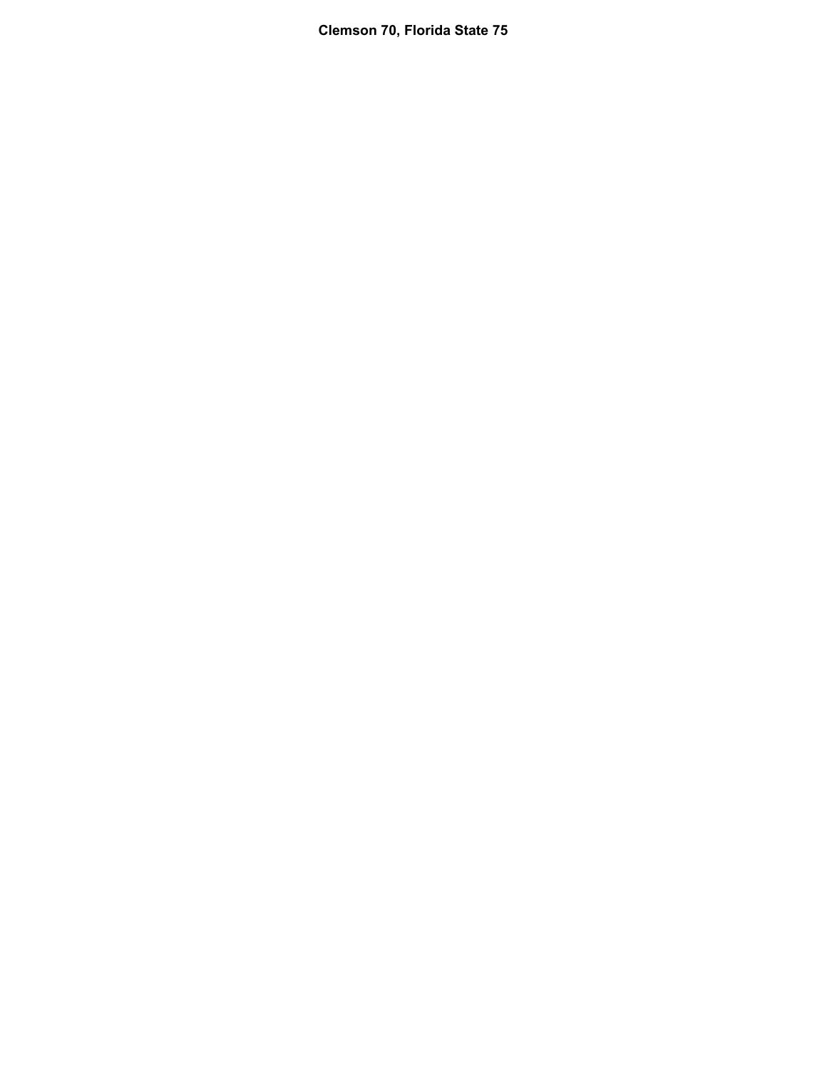**Clemson 70, Florida State 75**